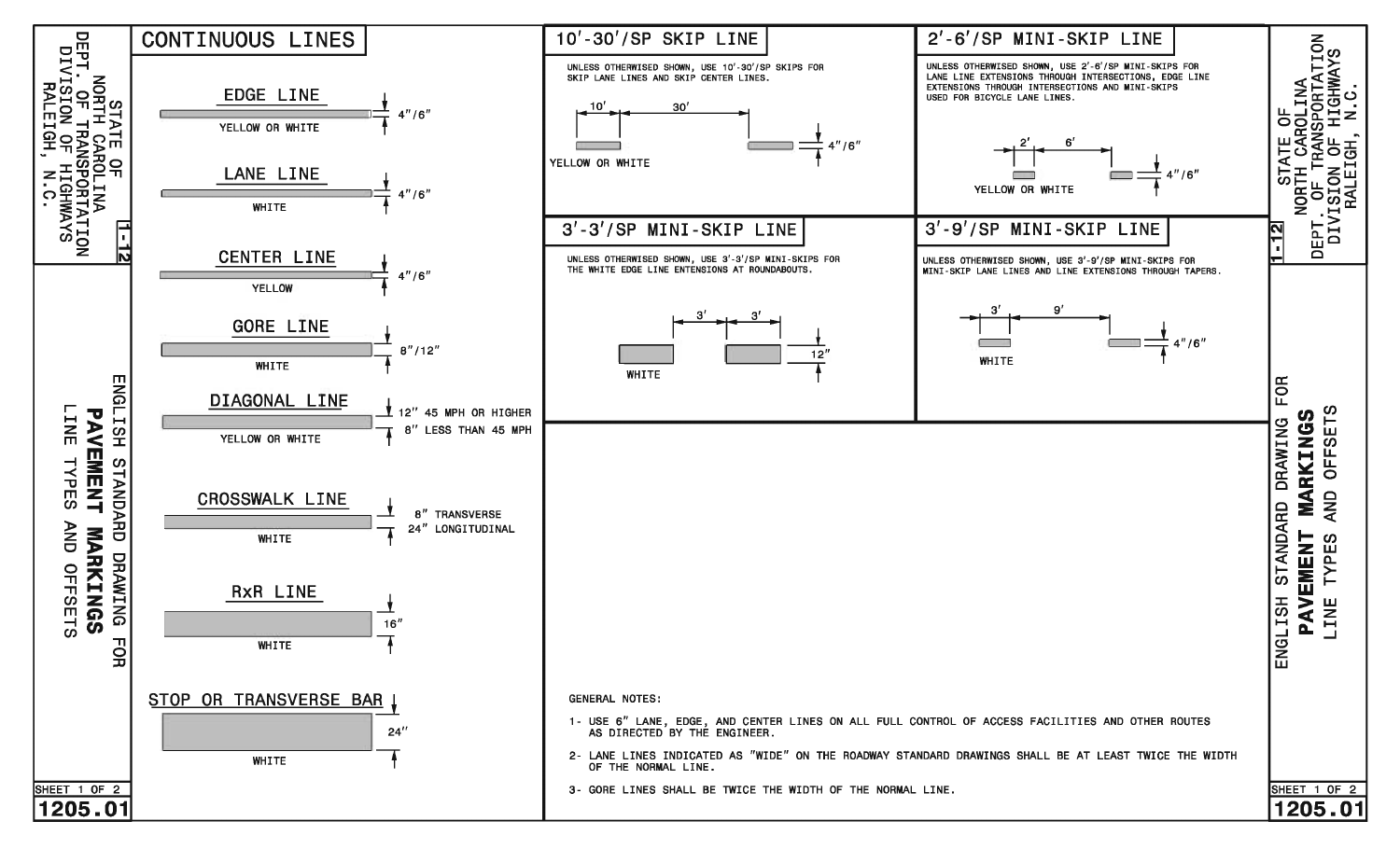STATE OF NORTH CAROLINA
DEPT. OF TRANSPORTATION
DIVISION OF HIGHWAYS
RALEIGH, N.C.

1-12

ENGLISH STANDARD DRAWING FOR
**PAVEMENT MARKINGS**
LINE TYPES AND OFFSETS

SHEET 1 OF 2

**1205.01**

## CONTINUOUS LINES

| Line Type | Color | Width |
|---|---|---|
| EDGE LINE | YELLOW OR WHITE | 4"/6" |
| LANE LINE | WHITE | 4"/6" |
| CENTER LINE | YELLOW | 4"/6" |
| GORE LINE | WHITE | 8"/12" |
| DIAGONAL LINE | YELLOW OR WHITE | 12" 45 MPH OR HIGHER; 8" LESS THAN 45 MPH |
| CROSSWALK LINE | WHITE | 8" TRANSVERSE; 24" LONGITUDINAL |
| RxR LINE | WHITE | 16" |
| STOP OR TRANSVERSE BAR | WHITE | 24" |

## 10′-30′/SP SKIP LINE

UNLESS OTHERWISED SHOWN, USE 10′-30′/SP SKIPS FOR SKIP LANE LINES AND SKIP CENTER LINES.

10′ — 30′ — 4"/6"

YELLOW OR WHITE

## 2′-6′/SP MINI-SKIP LINE

UNLESS OTHERWISED SHOWN, USE 2′-6′/SP MINI-SKIPS FOR LANE LINE EXTENSIONS THROUGH INTERSECTIONS, EDGE LINE EXTENSIONS THROUGH INTERSECTIONS AND MINI-SKIPS USED FOR BICYCLE LANE LINES.

2′ — 6′ — 4"/6"

YELLOW OR WHITE

## 3′-3′/SP MINI-SKIP LINE

UNLESS OTHERWISED SHOWN, USE 3′-3′/SP MINI-SKIPS FOR THE WHITE EDGE LINE ENTENSIONS AT ROUNDABOUTS.

3′ — 3′ — 12"

WHITE

## 3′-9′/SP MINI-SKIP LINE

UNLESS OTHERWISED SHOWN, USE 3′-9′/SP MINI-SKIPS FOR MINI-SKIP LANE LINES AND LINE EXTENSIONS THROUGH TAPERS.

3′ — 9′ — 4"/6"

WHITE

GENERAL NOTES:

1- USE 6" LANE, EDGE, AND CENTER LINES ON ALL FULL CONTROL OF ACCESS FACILITIES AND OTHER ROUTES AS DIRECTED BY THE ENGINEER.

2- LANE LINES INDICATED AS "WIDE" ON THE ROADWAY STANDARD DRAWINGS SHALL BE AT LEAST TWICE THE WIDTH OF THE NORMAL LINE.

3- GORE LINES SHALL BE TWICE THE WIDTH OF THE NORMAL LINE.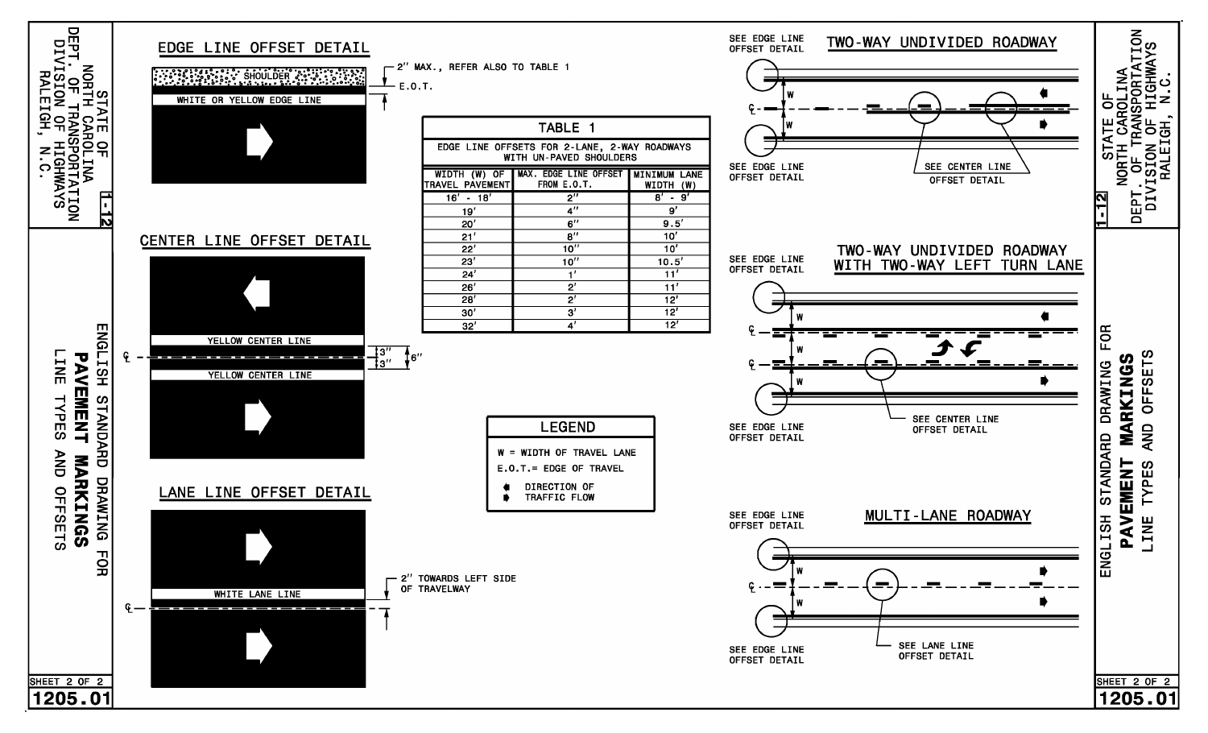STATE OF NORTH CAROLINA
DEPT. OF TRANSPORTATION
DIVISION OF HIGHWAYS
RALEIGH, N.C.

1-12

ENGLISH STANDARD DRAWING FOR
**PAVEMENT MARKINGS**
LINE TYPES AND OFFSETS

SHEET 2 OF 2

1205.01

## EDGE LINE OFFSET DETAIL

SHOULDER

WHITE OR YELLOW EDGE LINE

2" MAX., REFER ALSO TO TABLE 1

E.O.T.

## CENTER LINE OFFSET DETAIL

YELLOW CENTER LINE

YELLOW CENTER LINE

℄

3"

3"

6"

## LANE LINE OFFSET DETAIL

WHITE LANE LINE

℄

2" TOWARDS LEFT SIDE OF TRAVELWAY

## TABLE 1

EDGE LINE OFFSETS FOR 2-LANE, 2-WAY ROADWAYS WITH UN-PAVED SHOULDERS

| WIDTH (W) OF TRAVEL PAVEMENT | MAX. EDGE LINE OFFSET FROM E.O.T. | MINIMUM LANE WIDTH (W) |
|---|---|---|
| 16' - 18' | 2" | 8' - 9' |
| 19' | 4" | 9' |
| 20' | 6" | 9.5' |
| 21' | 8" | 10' |
| 22' | 10" | 10' |
| 23' | 10" | 10.5' |
| 24' | 1' | 11' |
| 26' | 2' | 11' |
| 28' | 2' | 12' |
| 30' | 3' | 12' |
| 32' | 4' | 12' |

## LEGEND

W = WIDTH OF TRAVEL LANE

E.O.T.= EDGE OF TRAVEL

DIRECTION OF TRAFFIC FLOW

## TWO-WAY UNDIVIDED ROADWAY

SEE EDGE LINE OFFSET DETAIL

W

W

℄

SEE EDGE LINE OFFSET DETAIL

SEE CENTER LINE OFFSET DETAIL

## TWO-WAY UNDIVIDED ROADWAY WITH TWO-WAY LEFT TURN LANE

SEE EDGE LINE OFFSET DETAIL

W

W

W

℄

℄

SEE CENTER LINE OFFSET DETAIL

SEE EDGE LINE OFFSET DETAIL

## MULTI-LANE ROADWAY

SEE EDGE LINE OFFSET DETAIL

W

W

℄

SEE EDGE LINE OFFSET DETAIL

SEE LANE LINE OFFSET DETAIL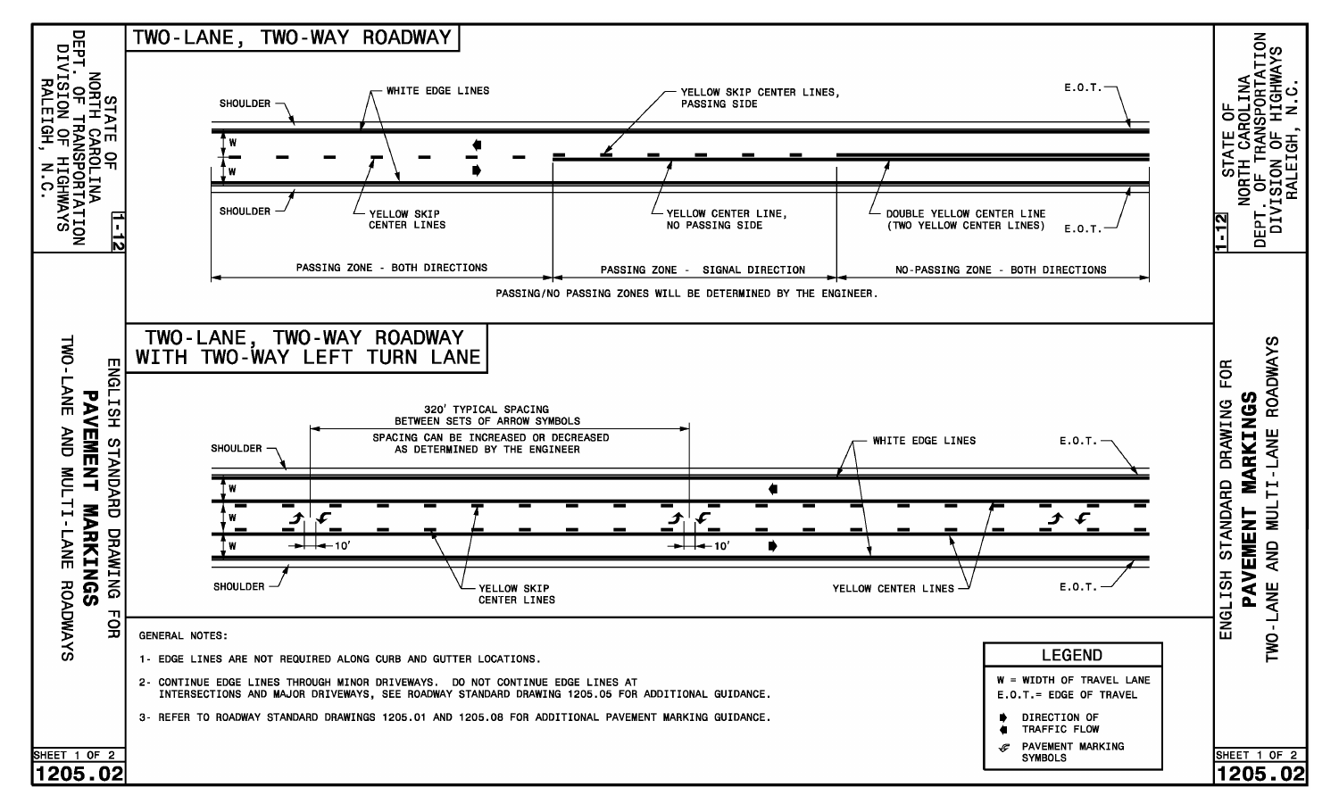## TWO-LANE, TWO-WAY ROADWAY

SHOULDER — WHITE EDGE LINES — YELLOW SKIP CENTER LINES, PASSING SIDE — E.O.T.

W

W

SHOULDER — YELLOW SKIP CENTER LINES — YELLOW CENTER LINE, NO PASSING SIDE — DOUBLE YELLOW CENTER LINE (TWO YELLOW CENTER LINES) — E.O.T.

PASSING ZONE - BOTH DIRECTIONS | PASSING ZONE - SIGNAL DIRECTION | NO-PASSING ZONE - BOTH DIRECTIONS

PASSING/NO PASSING ZONES WILL BE DETERMINED BY THE ENGINEER.

## TWO-LANE, TWO-WAY ROADWAY WITH TWO-WAY LEFT TURN LANE

320' TYPICAL SPACING BETWEEN SETS OF ARROW SYMBOLS

SPACING CAN BE INCREASED OR DECREASED AS DETERMINED BY THE ENGINEER

SHOULDER — WHITE EDGE LINES — E.O.T.

W

W

W

10'

10'

SHOULDER — YELLOW SKIP CENTER LINES — YELLOW CENTER LINES — E.O.T.

GENERAL NOTES:

1- EDGE LINES ARE NOT REQUIRED ALONG CURB AND GUTTER LOCATIONS.

2- CONTINUE EDGE LINES THROUGH MINOR DRIVEWAYS. DO NOT CONTINUE EDGE LINES AT INTERSECTIONS AND MAJOR DRIVEWAYS, SEE ROADWAY STANDARD DRAWING 1205.05 FOR ADDITIONAL GUIDANCE.

3- REFER TO ROADWAY STANDARD DRAWINGS 1205.01 AND 1205.08 FOR ADDITIONAL PAVEMENT MARKING GUIDANCE.

**LEGEND**

W = WIDTH OF TRAVEL LANE

E.O.T.= EDGE OF TRAVEL

DIRECTION OF TRAFFIC FLOW

PAVEMENT MARKING SYMBOLS

STATE OF NORTH CAROLINA
DEPT. OF TRANSPORTATION
DIVISION OF HIGHWAYS
RALEIGH, N.C.

1-12

ENGLISH STANDARD DRAWING FOR
**PAVEMENT MARKINGS**
TWO-LANE AND MULTI-LANE ROADWAYS

SHEET 1 OF 2

**1205.02**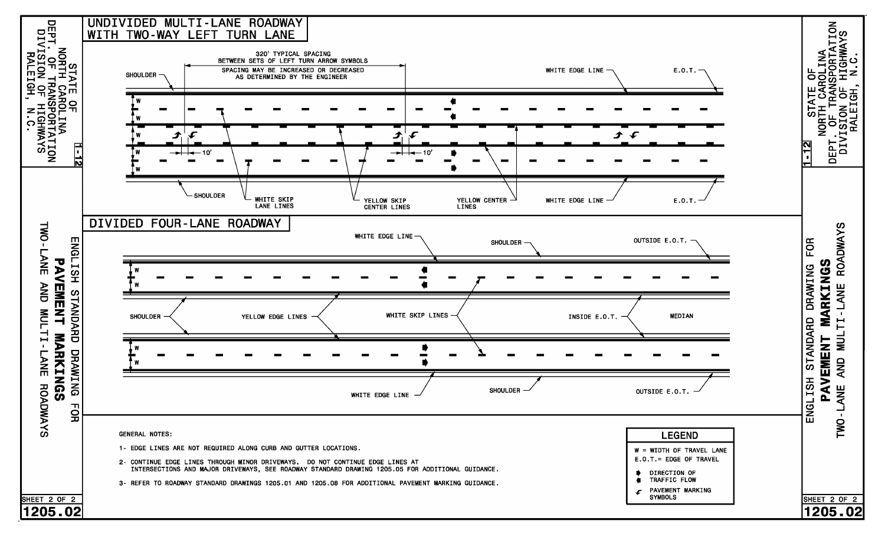STATE OF NORTH CAROLINA
DEPT. OF TRANSPORTATION
DIVISION OF HIGHWAYS
RALEIGH, N.C.

## UNDIVIDED MULTI-LANE ROADWAY WITH TWO-WAY LEFT TURN LANE

320' TYPICAL SPACING BETWEEN SETS OF LEFT TURN ARROW SYMBOLS

SPACING MAY BE INCREASED OR DECREASED AS DETERMINED BY THE ENGINEER

SHOULDER

WHITE EDGE LINE

E.O.T.

W

10'

10'

SHOULDER

WHITE SKIP LANE LINES

YELLOW SKIP CENTER LINES

YELLOW CENTER LINES

WHITE EDGE LINE

E.O.T.

## DIVIDED FOUR-LANE ROADWAY

WHITE EDGE LINE

SHOULDER

OUTSIDE E.O.T.

W

SHOULDER

YELLOW EDGE LINES

WHITE SKIP LINES

INSIDE E.O.T.

MEDIAN

WHITE EDGE LINE

SHOULDER

OUTSIDE E.O.T.

GENERAL NOTES:

1- EDGE LINES ARE NOT REQUIRED ALONG CURB AND GUTTER LOCATIONS.

2- CONTINUE EDGE LINES THROUGH MINOR DRIVEWAYS. DO NOT CONTINUE EDGE LINES AT INTERSECTIONS AND MAJOR DRIVEWAYS, SEE ROADWAY STANDARD DRAWING 1205.05 FOR ADDITIONAL GUIDANCE.

3- REFER TO ROADWAY STANDARD DRAWINGS 1205.01 AND 1205.08 FOR ADDITIONAL PAVEMENT MARKING GUIDANCE.

**LEGEND**

W = WIDTH OF TRAVEL LANE

E.O.T.= EDGE OF TRAVEL

DIRECTION OF TRAFFIC FLOW

PAVEMENT MARKING SYMBOLS

ENGLISH STANDARD DRAWING FOR
**PAVEMENT MARKINGS**
TWO-LANE AND MULTI-LANE ROADWAYS

SHEET 2 OF 2

1205.02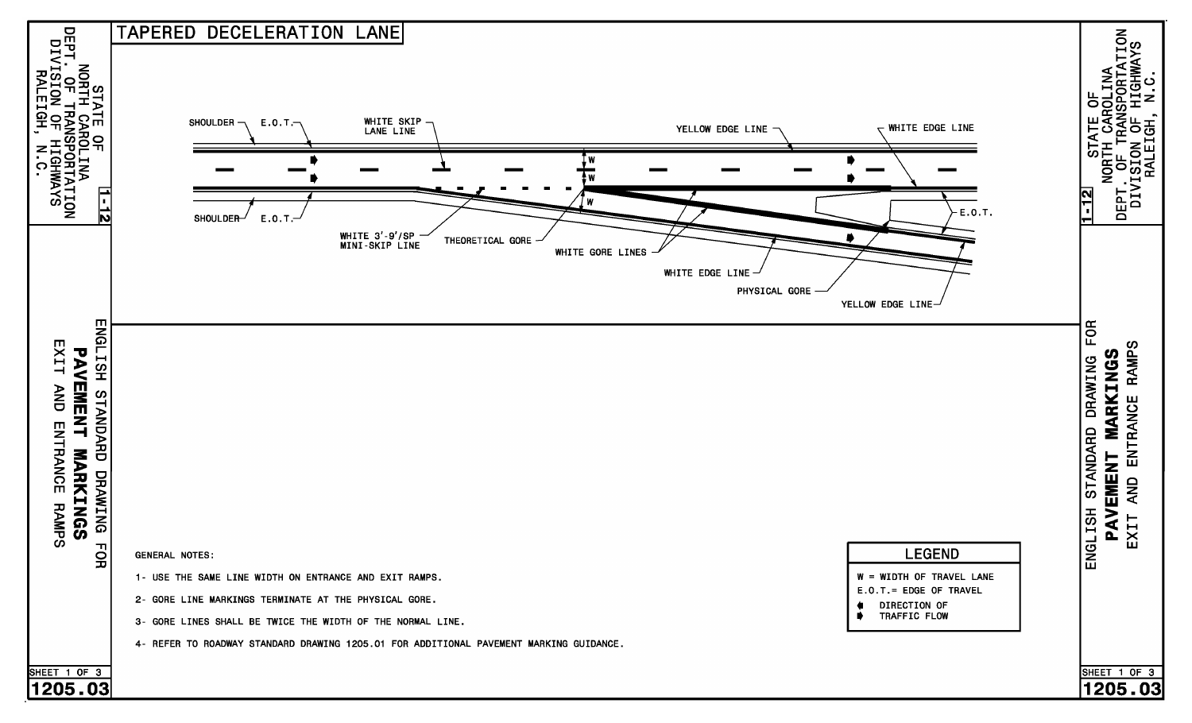# TAPERED DECELERATION LANE

SHOULDER — E.O.T. — WHITE SKIP LANE LINE — YELLOW EDGE LINE — WHITE EDGE LINE

W
W
W

SHOULDER — E.O.T. — WHITE 3'-9'/SP MINI-SKIP LINE — THEORETICAL GORE — WHITE GORE LINES — WHITE EDGE LINE — PHYSICAL GORE — YELLOW EDGE LINE — E.O.T.

GENERAL NOTES:

1- USE THE SAME LINE WIDTH ON ENTRANCE AND EXIT RAMPS.

2- GORE LINE MARKINGS TERMINATE AT THE PHYSICAL GORE.

3- GORE LINES SHALL BE TWICE THE WIDTH OF THE NORMAL LINE.

4- REFER TO ROADWAY STANDARD DRAWING 1205.01 FOR ADDITIONAL PAVEMENT MARKING GUIDANCE.

## LEGEND

W = WIDTH OF TRAVEL LANE
E.O.T.= EDGE OF TRAVEL
DIRECTION OF TRAFFIC FLOW

STATE OF NORTH CAROLINA
DEPT. OF TRANSPORTATION
DIVISION OF HIGHWAYS
RALEIGH, N.C.

1-12

ENGLISH STANDARD DRAWING FOR
**PAVEMENT MARKINGS**
EXIT AND ENTRANCE RAMPS

SHEET 1 OF 3
1205.03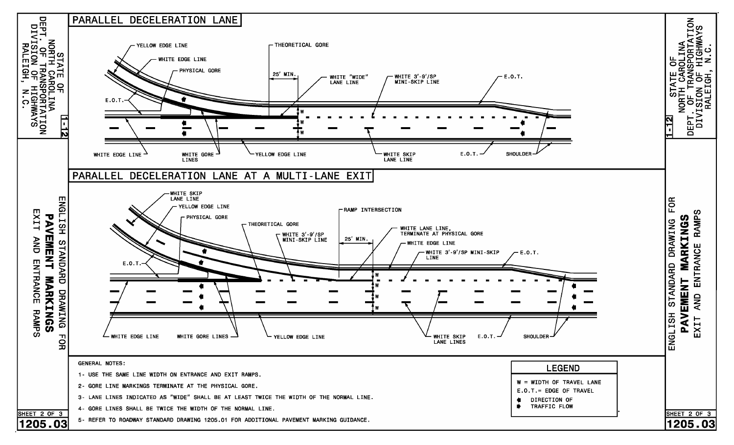STATE OF NORTH CAROLINA
DEPT. OF TRANSPORTATION
DIVISION OF HIGHWAYS
RALEIGH, N.C.

ENGLISH STANDARD DRAWING FOR
**PAVEMENT MARKINGS**
EXIT AND ENTRANCE RAMPS

## PARALLEL DECELERATION LANE

YELLOW EDGE LINE
WHITE EDGE LINE
PHYSICAL GORE
THEORETICAL GORE
25' MIN.
WHITE "WIDE" LANE LINE
WHITE 3'-9'/SP MINI-SKIP LINE
E.O.T.
W
W
W
WHITE EDGE LINE
WHITE GORE LINES
YELLOW EDGE LINE
WHITE SKIP LANE LINE
E.O.T.
SHOULDER

## PARALLEL DECELERATION LANE AT A MULTI-LANE EXIT

WHITE SKIP LANE LINE
YELLOW EDGE LINE
PHYSICAL GORE
THEORETICAL GORE
RAMP INTERSECTION
WHITE 3'-9'/SP MINI-SKIP LINE
25' MIN.
WHITE LANE LINE, TERMINATE AT PHYSICAL GORE
WHITE EDGE LINE
WHITE 3'-9'/SP MINI-SKIP LINE
E.O.T.
W
W
W
W
WHITE EDGE LINE
WHITE GORE LINES
YELLOW EDGE LINE
WHITE SKIP LANE LINES
E.O.T.
SHOULDER

GENERAL NOTES:

1- USE THE SAME LINE WIDTH ON ENTRANCE AND EXIT RAMPS.
2- GORE LINE MARKINGS TERMINATE AT THE PHYSICAL GORE.
3- LANE LINES INDICATED AS "WIDE" SHALL BE AT LEAST TWICE THE WIDTH OF THE NORMAL LINE.
4- GORE LINES SHALL BE TWICE THE WIDTH OF THE NORMAL LINE.
5- REFER TO ROADWAY STANDARD DRAWING 1205.01 FOR ADDITIONAL PAVEMENT MARKING GUIDANCE.

**LEGEND**

W = WIDTH OF TRAVEL LANE
E.O.T.= EDGE OF TRAVEL
DIRECTION OF TRAFFIC FLOW

SHEET 2 OF 3
1205.03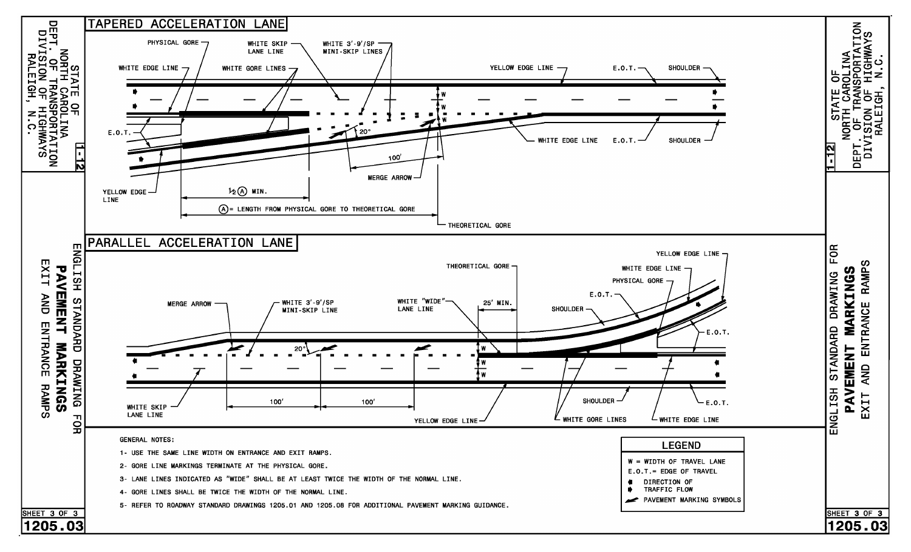# STATE OF NORTH CAROLINA DEPT. OF TRANSPORTATION DIVISION OF HIGHWAYS RALEIGH, N.C.

## ENGLISH STANDARD DRAWING FOR PAVEMENT MARKINGS EXIT AND ENTRANCE RAMPS

### TAPERED ACCELERATION LANE

PHYSICAL GORE — WHITE SKIP LANE LINE — WHITE 3'-9'/SP MINI-SKIP LINES — WHITE EDGE LINE — WHITE GORE LINES — YELLOW EDGE LINE — E.O.T. — SHOULDER — W — 20° — 100' — MERGE ARROW — WHITE EDGE LINE — E.O.T. — SHOULDER — YELLOW EDGE LINE

½ (A) MIN.

(A) = LENGTH FROM PHYSICAL GORE TO THEORETICAL GORE

THEORETICAL GORE

### PARALLEL ACCELERATION LANE

YELLOW EDGE LINE — THEORETICAL GORE — WHITE EDGE LINE — PHYSICAL GORE — E.O.T. — MERGE ARROW — WHITE 3'-9'/SP MINI-SKIP LINE — WHITE "WIDE" LANE LINE — 25' MIN. — SHOULDER — E.O.T. — 20° — W — WHITE SKIP LANE LINE — 100' — 100' — YELLOW EDGE LINE — SHOULDER — WHITE GORE LINES — WHITE EDGE LINE — E.O.T.

GENERAL NOTES:

1- USE THE SAME LINE WIDTH ON ENTRANCE AND EXIT RAMPS.

2- GORE LINE MARKINGS TERMINATE AT THE PHYSICAL GORE.

3- LANE LINES INDICATED AS "WIDE" SHALL BE AT LEAST TWICE THE WIDTH OF THE NORMAL LINE.

4- GORE LINES SHALL BE TWICE THE WIDTH OF THE NORMAL LINE.

5- REFER TO ROADWAY STANDARD DRAWINGS 1205.01 AND 1205.08 FOR ADDITIONAL PAVEMENT MARKING GUIDANCE.

| LEGEND |
| --- |
| W = WIDTH OF TRAVEL LANE |
| E.O.T.= EDGE OF TRAVEL |
| DIRECTION OF TRAFFIC FLOW |
| PAVEMENT MARKING SYMBOLS |

SHEET 3 OF 3

1205.03

1-12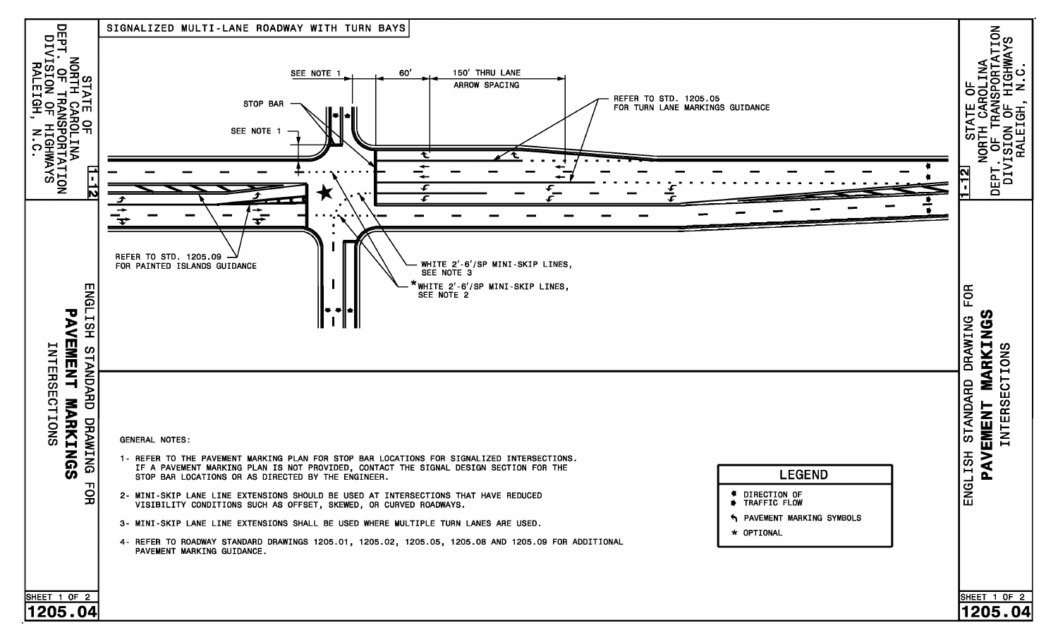STATE OF NORTH CAROLINA
DEPT. OF TRANSPORTATION
DIVISION OF HIGHWAYS
RALEIGH, N.C.

1-12

## SIGNALIZED MULTI-LANE ROADWAY WITH TURN BAYS

SEE NOTE 1

60'

150' THRU LANE ARROW SPACING

STOP BAR

SEE NOTE 1

REFER TO STD. 1205.05 FOR TURN LANE MARKINGS GUIDANCE

REFER TO STD. 1205.09 FOR PAINTED ISLANDS GUIDANCE

WHITE 2'-6'/SP MINI-SKIP LINES, SEE NOTE 3

*WHITE 2'-6'/SP MINI-SKIP LINES, SEE NOTE 2

GENERAL NOTES:

1- REFER TO THE PAVEMENT MARKING PLAN FOR STOP BAR LOCATIONS FOR SIGNALIZED INTERSECTIONS. IF A PAVEMENT MARKING PLAN IS NOT PROVIDED, CONTACT THE SIGNAL DESIGN SECTION FOR THE STOP BAR LOCATIONS OR AS DIRECTED BY THE ENGINEER.

2- MINI-SKIP LANE LINE EXTENSIONS SHOULD BE USED AT INTERSECTIONS THAT HAVE REDUCED VISIBILITY CONDITIONS SUCH AS OFFSET, SKEWED, OR CURVED ROADWAYS.

3- MINI-SKIP LANE LINE EXTENSIONS SHALL BE USED WHERE MULTIPLE TURN LANES ARE USED.

4- REFER TO ROADWAY STANDARD DRAWINGS 1205.01, 1205.02, 1205.05, 1205.08 AND 1205.09 FOR ADDITIONAL PAVEMENT MARKING GUIDANCE.

| LEGEND |
| --- |
| DIRECTION OF TRAFFIC FLOW |
| PAVEMENT MARKING SYMBOLS |
| * OPTIONAL |

ENGLISH STANDARD DRAWING FOR
**PAVEMENT MARKINGS**
INTERSECTIONS

SHEET 1 OF 2

1205.04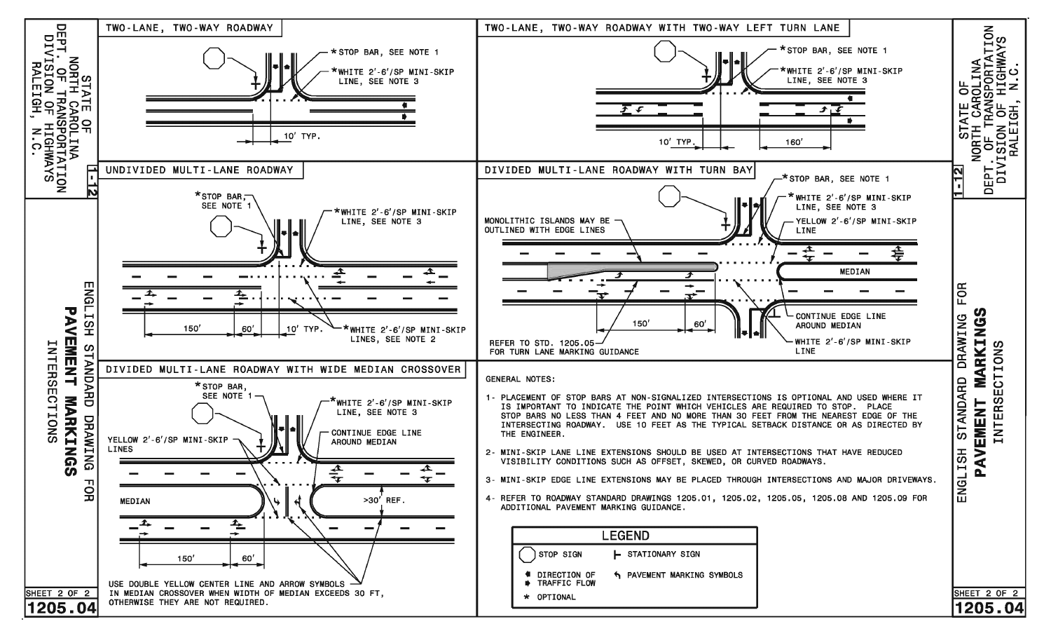# PAVEMENT MARKINGS INTERSECTIONS

ENGLISH STANDARD DRAWING FOR

STATE OF NORTH CAROLINA
DEPT. OF TRANSPORTATION
DIVISION OF HIGHWAYS
RALEIGH, N.C.

## TWO-LANE, TWO-WAY ROADWAY

*STOP BAR, SEE NOTE 1

*WHITE 2'-6'/SP MINI-SKIP LINE, SEE NOTE 3

10' TYP.

## TWO-LANE, TWO-WAY ROADWAY WITH TWO-WAY LEFT TURN LANE

*STOP BAR, SEE NOTE 1

*WHITE 2'-6'/SP MINI-SKIP LINE, SEE NOTE 3

10' TYP.

160'

## UNDIVIDED MULTI-LANE ROADWAY

*STOP BAR, SEE NOTE 1

*WHITE 2'-6'/SP MINI-SKIP LINE, SEE NOTE 3

150'

60'

10' TYP.

*WHITE 2'-6'/SP MINI-SKIP LINES, SEE NOTE 2

## DIVIDED MULTI-LANE ROADWAY WITH TURN BAY

*STOP BAR, SEE NOTE 1

*WHITE 2'-6'/SP MINI-SKIP LINE, SEE NOTE 3

YELLOW 2'-6'/SP MINI-SKIP LINE

MONOLITHIC ISLANDS MAY BE OUTLINED WITH EDGE LINES

MEDIAN

150'

60'

CONTINUE EDGE LINE AROUND MEDIAN

WHITE 2'-6'/SP MINI-SKIP LINE

REFER TO STD. 1205.05 FOR TURN LANE MARKING GUIDANCE

## DIVIDED MULTI-LANE ROADWAY WITH WIDE MEDIAN CROSSOVER

*STOP BAR, SEE NOTE 1

*WHITE 2'-6'/SP MINI-SKIP LINE, SEE NOTE 3

YELLOW 2'-6'/SP MINI-SKIP LINES

CONTINUE EDGE LINE AROUND MEDIAN

MEDIAN

>30' REF.

150'

60'

USE DOUBLE YELLOW CENTER LINE AND ARROW SYMBOLS IN MEDIAN CROSSOVER WHEN WIDTH OF MEDIAN EXCEEDS 30 FT, OTHERWISE THEY ARE NOT REQUIRED.

## GENERAL NOTES:

1- PLACEMENT OF STOP BARS AT NON-SIGNALIZED INTERSECTIONS IS OPTIONAL AND USED WHERE IT IS IMPORTANT TO INDICATE THE POINT WHICH VEHICLES ARE REQUIRED TO STOP. PLACE STOP BARS NO LESS THAN 4 FEET AND NO MORE THAN 30 FEET FROM THE NEAREST EDGE OF THE INTERSECTING ROADWAY. USE 10 FEET AS THE TYPICAL SETBACK DISTANCE OR AS DIRECTED BY THE ENGINEER.

2- MINI-SKIP LANE LINE EXTENSIONS SHOULD BE USED AT INTERSECTIONS THAT HAVE REDUCED VISIBILITY CONDITIONS SUCH AS OFFSET, SKEWED, OR CURVED ROADWAYS.

3- MINI-SKIP EDGE LINE EXTENSIONS MAY BE PLACED THROUGH INTERSECTIONS AND MAJOR DRIVEWAYS.

4- REFER TO ROADWAY STANDARD DRAWINGS 1205.01, 1205.02, 1205.05, 1205.08 AND 1205.09 FOR ADDITIONAL PAVEMENT MARKING GUIDANCE.

## LEGEND

- STOP SIGN
- STATIONARY SIGN
- DIRECTION OF TRAFFIC FLOW
- PAVEMENT MARKING SYMBOLS
- \* OPTIONAL

1-12

SHEET 2 OF 2

1205.04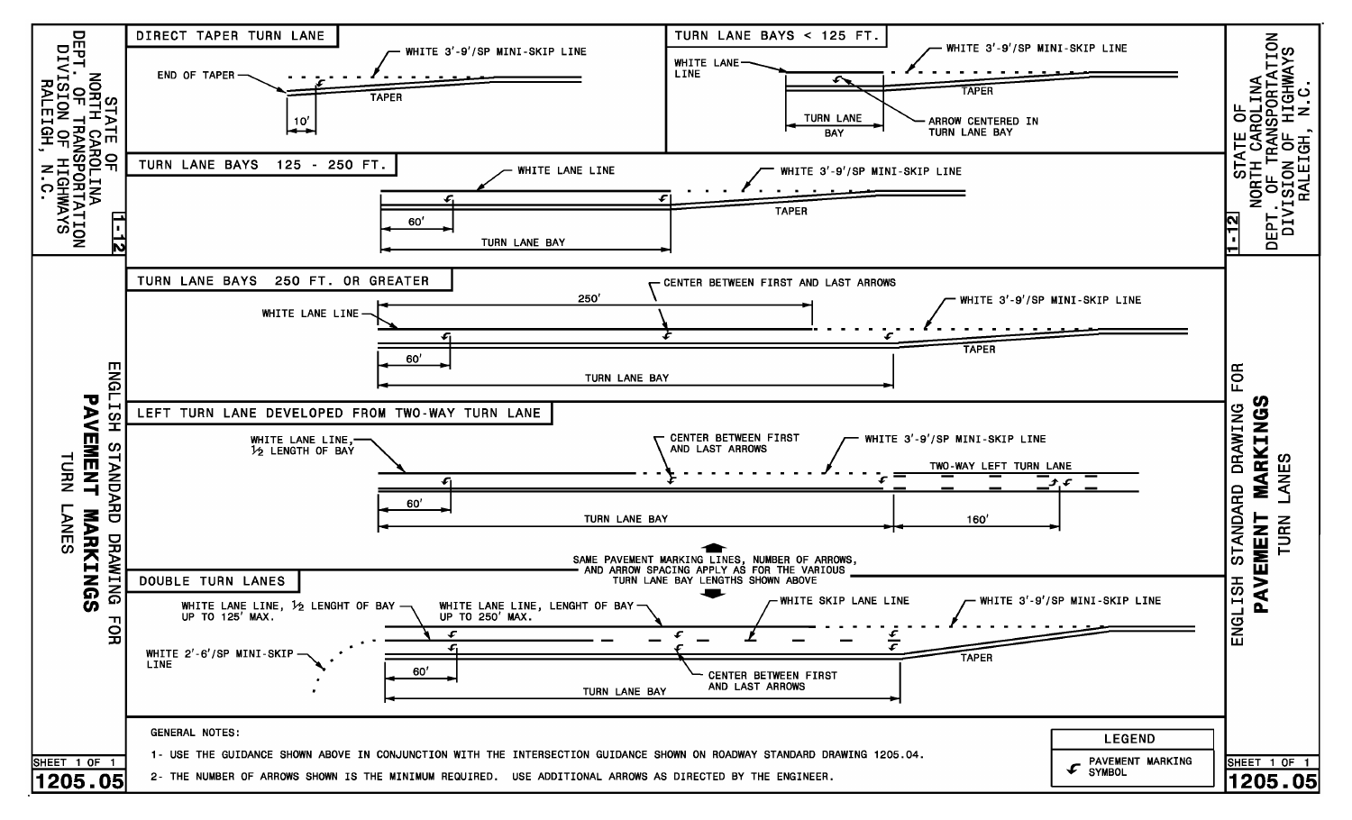# PAVEMENT MARKINGS — TURN LANES

STATE OF NORTH CAROLINA
DEPT. OF TRANSPORTATION
DIVISION OF HIGHWAYS
RALEIGH, N.C.

ENGLISH STANDARD DRAWING FOR
**PAVEMENT MARKINGS**
TURN LANES

## DIRECT TAPER TURN LANE

- END OF TAPER
- WHITE 3'-9'/SP MINI-SKIP LINE
- TAPER
- 10'

## TURN LANE BAYS < 125 FT.

- WHITE LANE LINE
- WHITE 3'-9'/SP MINI-SKIP LINE
- TAPER
- TURN LANE BAY
- ARROW CENTERED IN TURN LANE BAY

## TURN LANE BAYS 125 - 250 FT.

- WHITE LANE LINE
- WHITE 3'-9'/SP MINI-SKIP LINE
- TAPER
- 60'
- TURN LANE BAY

## TURN LANE BAYS 250 FT. OR GREATER

- WHITE LANE LINE
- 250'
- CENTER BETWEEN FIRST AND LAST ARROWS
- WHITE 3'-9'/SP MINI-SKIP LINE
- TAPER
- 60'
- TURN LANE BAY

## LEFT TURN LANE DEVELOPED FROM TWO-WAY TURN LANE

- WHITE LANE LINE, ½ LENGTH OF BAY
- CENTER BETWEEN FIRST AND LAST ARROWS
- WHITE 3'-9'/SP MINI-SKIP LINE
- TWO-WAY LEFT TURN LANE
- 60'
- TURN LANE BAY
- 160'

SAME PAVEMENT MARKING LINES, NUMBER OF ARROWS, AND ARROW SPACING APPLY AS FOR THE VARIOUS TURN LANE BAY LENGTHS SHOWN ABOVE

## DOUBLE TURN LANES

- WHITE LANE LINE, ½ LENGHT OF BAY UP TO 125' MAX.
- WHITE LANE LINE, LENGHT OF BAY UP TO 250' MAX.
- WHITE SKIP LANE LINE
- WHITE 3'-9'/SP MINI-SKIP LINE
- WHITE 2'-6'/SP MINI-SKIP LINE
- TAPER
- 60'
- CENTER BETWEEN FIRST AND LAST ARROWS
- TURN LANE BAY

## GENERAL NOTES:

1- USE THE GUIDANCE SHOWN ABOVE IN CONJUNCTION WITH THE INTERSECTION GUIDANCE SHOWN ON ROADWAY STANDARD DRAWING 1205.04.

2- THE NUMBER OF ARROWS SHOWN IS THE MINIMUM REQUIRED. USE ADDITIONAL ARROWS AS DIRECTED BY THE ENGINEER.

## LEGEND

| Symbol | Description |
| --- | --- |
| ↰ | PAVEMENT MARKING SYMBOL |

1-12

SHEET 1 OF 1

1205.05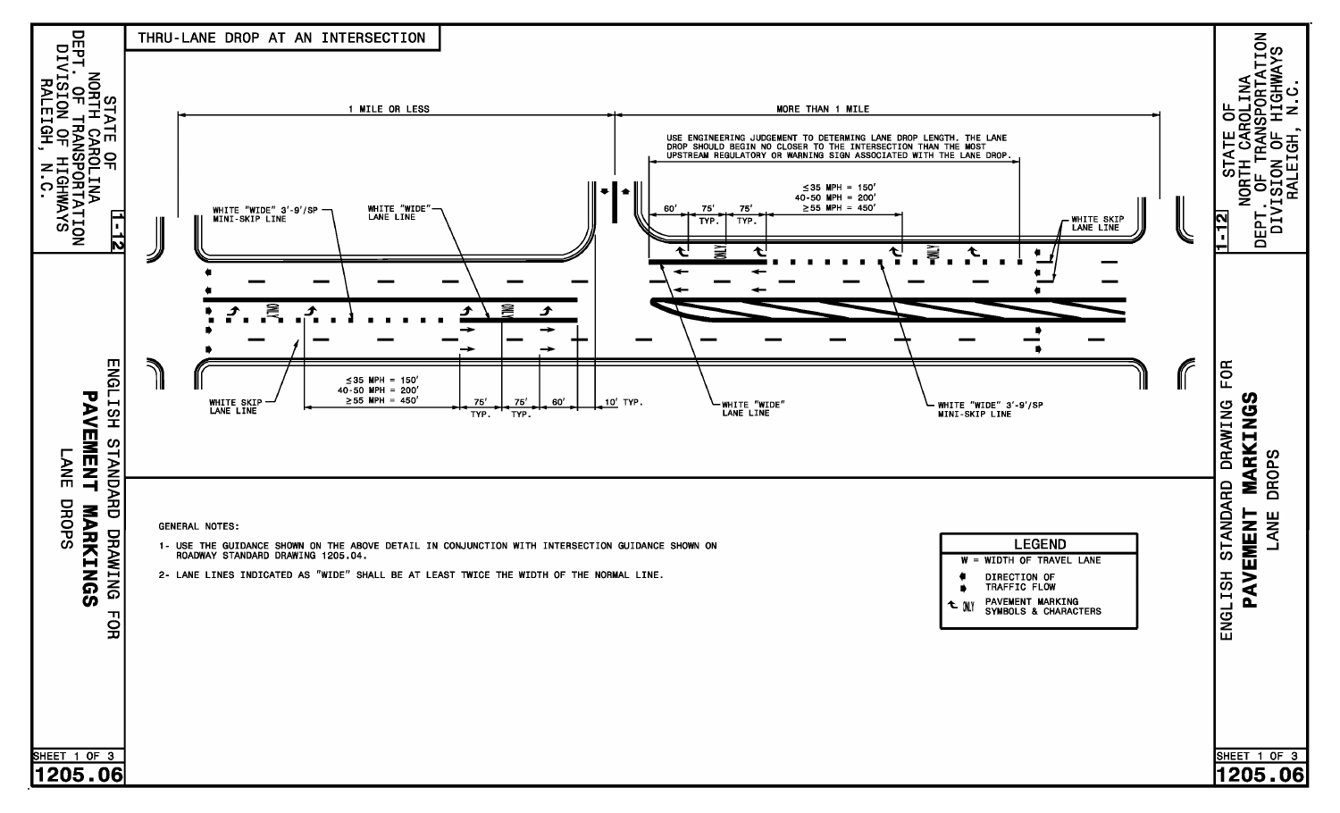STATE OF NORTH CAROLINA
DEPT. OF TRANSPORTATION
DIVISION OF HIGHWAYS
RALEIGH, N.C.

1-12

ENGLISH STANDARD DRAWING FOR
**PAVEMENT MARKINGS**
LANE DROPS

## THRU-LANE DROP AT AN INTERSECTION

1 MILE OR LESS

MORE THAN 1 MILE

USE ENGINEERING JUDGEMENT TO DETERMINING LANE DROP LENGTH. THE LANE DROP SHOULD BEGIN NO CLOSER TO THE INTERSECTION THAN THE MOST UPSTREAM REGULATORY OR WARNING SIGN ASSOCIATED WITH THE LANE DROP.

WHITE "WIDE" 3'-9'/SP MINI-SKIP LINE

WHITE "WIDE" LANE LINE

WHITE SKIP LANE LINE

≤35 MPH = 150'
40-50 MPH = 200'
≥55 MPH = 450'

60'

75' TYP.

75' TYP.

10' TYP.

ONLY

GENERAL NOTES:

1- USE THE GUIDANCE SHOWN ON THE ABOVE DETAIL IN CONJUNCTION WITH INTERSECTION GUIDANCE SHOWN ON ROADWAY STANDARD DRAWING 1205.04.

2- LANE LINES INDICATED AS "WIDE" SHALL BE AT LEAST TWICE THE WIDTH OF THE NORMAL LINE.

| LEGEND |
| --- |
| W = WIDTH OF TRAVEL LANE |
| DIRECTION OF TRAFFIC FLOW |
| PAVEMENT MARKING SYMBOLS & CHARACTERS |

SHEET 1 OF 3

1205.06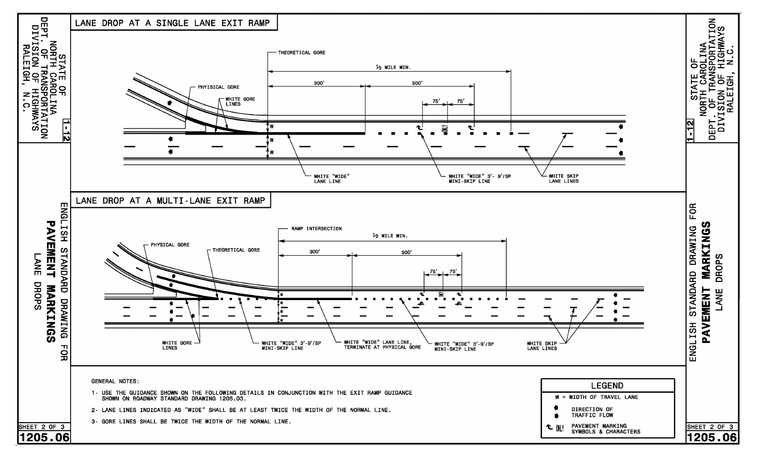# LANE DROP AT A SINGLE LANE EXIT RAMP

THEORETICAL GORE

½ MILE MIN.

300'

500'

75'

75'

PHYSICAL GORE

WHITE GORE LINES

W

W

W

ONLY

WHITE "WIDE" LANE LINE

WHITE "WIDE" 3'- 9'/SP MINI-SKIP LINE

WHITE SKIP LANE LINES

# LANE DROP AT A MULTI-LANE EXIT RAMP

RAMP INTERSECTION

½ MILE MIN.

300'

500'

75'

75'

PHYSICAL GORE

THEORETICAL GORE

W

W

W

W

ONLY

WHITE GORE LINES

WHITE "WIDE" 3'-9'/SP MINI-SKIP LINE

WHITE "WIDE" LANE LINE, TERMINATE AT PHYSICAL GORE

WHITE "WIDE" 3'-9'/SP MINI-SKIP LINE

WHITE SKIP LANE LINES

GENERAL NOTES:

1- USE THE GUIDANCE SHOWN ON THE FOLLOWING DETAILS IN CONJUNCTION WITH THE EXIT RAMP GUIDANCE SHOWN ON ROADWAY STANDARD DRAWING 1205.03.

2- LANE LINES INDICATED AS "WIDE" SHALL BE AT LEAST TWICE THE WIDTH OF THE NORMAL LINE.

3- GORE LINES SHALL BE TWICE THE WIDTH OF THE NORMAL LINE.

| LEGEND | |
|---|---|
| W | = WIDTH OF TRAVEL LANE |
| (arrow) | DIRECTION OF TRAFFIC FLOW |
| ONLY | PAVEMENT MARKING SYMBOLS & CHARACTERS |

STATE OF NORTH CAROLINA
DEPT. OF TRANSPORTATION
DIVISION OF HIGHWAYS
RALEIGH, N.C.

1-12

ENGLISH STANDARD DRAWING FOR
**PAVEMENT MARKINGS**
LANE DROPS

SHEET 2 OF 3

**1205.06**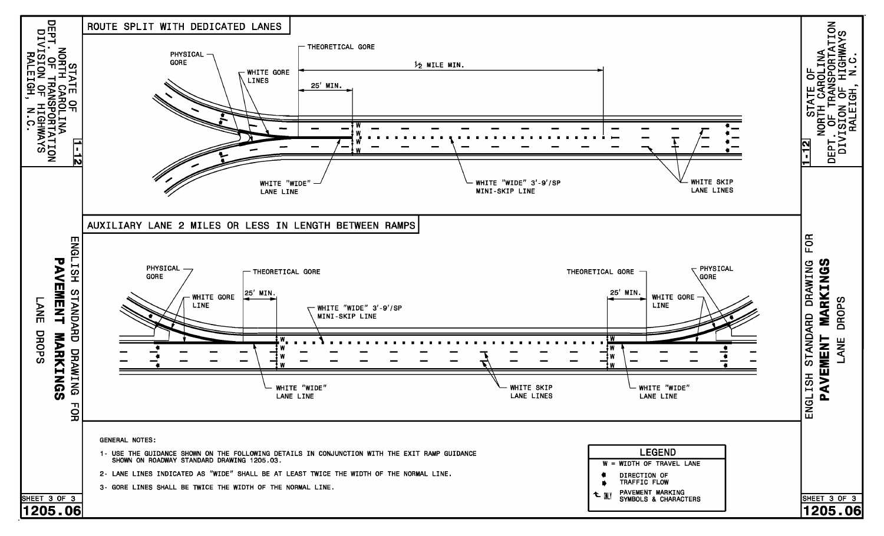STATE OF NORTH CAROLINA
DEPT. OF TRANSPORTATION
DIVISION OF HIGHWAYS
RALEIGH, N.C.

ENGLISH STANDARD DRAWING FOR
**PAVEMENT MARKINGS**
LANE DROPS

## ROUTE SPLIT WITH DEDICATED LANES

PHYSICAL GORE

THEORETICAL GORE

WHITE GORE LINES

25' MIN.

½ MILE MIN.

W W W W

WHITE "WIDE" LANE LINE

WHITE "WIDE" 3'-9'/SP MINI-SKIP LINE

WHITE SKIP LANE LINES

## AUXILIARY LANE 2 MILES OR LESS IN LENGTH BETWEEN RAMPS

PHYSICAL GORE

THEORETICAL GORE

WHITE GORE LINE

25' MIN.

WHITE "WIDE" 3'-9'/SP MINI-SKIP LINE

W W W W

WHITE "WIDE" LANE LINE

WHITE SKIP LANE LINES

THEORETICAL GORE

PHYSICAL GORE

25' MIN.

WHITE GORE LINE

W W W W

WHITE "WIDE" LANE LINE

GENERAL NOTES:

1- USE THE GUIDANCE SHOWN ON THE FOLLOWING DETAILS IN CONJUNCTION WITH THE EXIT RAMP GUIDANCE SHOWN ON ROADWAY STANDARD DRAWING 1205.03.

2- LANE LINES INDICATED AS "WIDE" SHALL BE AT LEAST TWICE THE WIDTH OF THE NORMAL LINE.

3- GORE LINES SHALL BE TWICE THE WIDTH OF THE NORMAL LINE.

| LEGEND | |
|---|---|
| W | WIDTH OF TRAVEL LANE |
| ⇦ ⇨ | DIRECTION OF TRAFFIC FLOW |
| ↰ ONLY | PAVEMENT MARKING SYMBOLS & CHARACTERS |

SHEET 3 OF 3

1205.06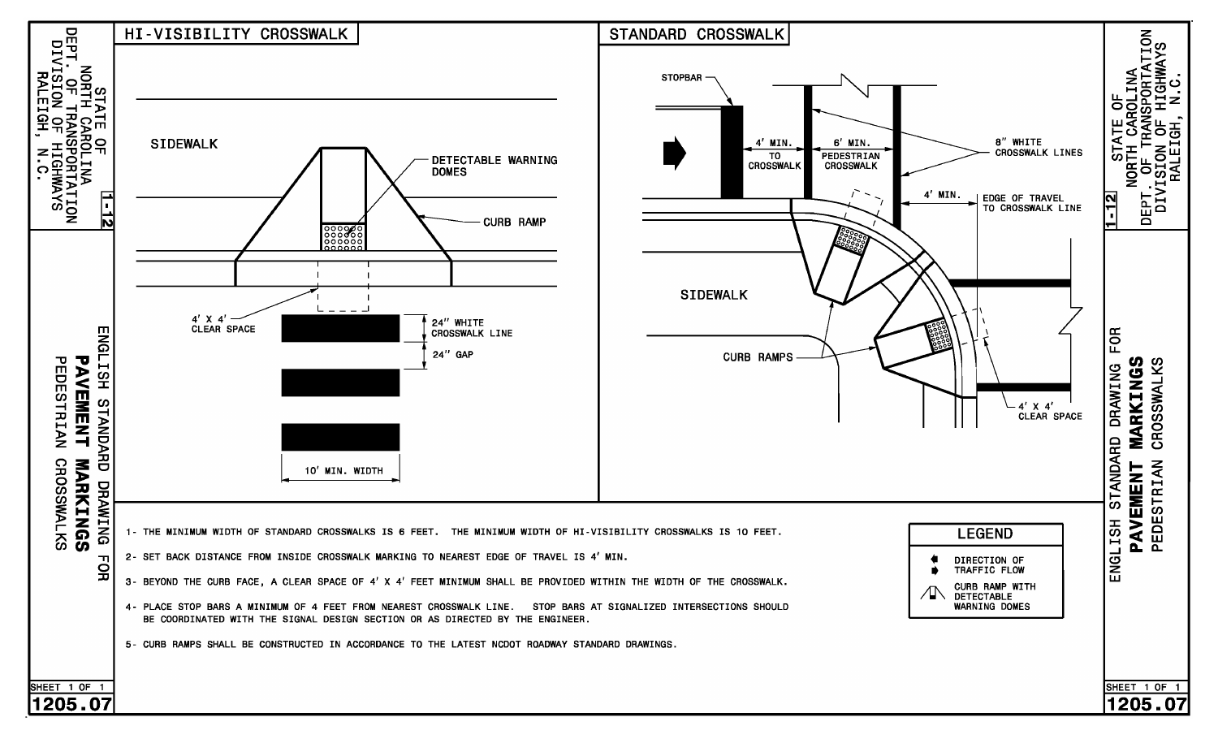# ENGLISH STANDARD DRAWING FOR PAVEMENT MARKINGS PEDESTRIAN CROSSWALKS

STATE OF NORTH CAROLINA
DEPT. OF TRANSPORTATION
DIVISION OF HIGHWAYS
RALEIGH, N.C.

1-12

## HI-VISIBILITY CROSSWALK

SIDEWALK

DETECTABLE WARNING DOMES

CURB RAMP

4' X 4' CLEAR SPACE

24" WHITE CROSSWALK LINE

24" GAP

10' MIN. WIDTH

## STANDARD CROSSWALK

STOPBAR

4' MIN. TO CROSSWALK

6' MIN. PEDESTRIAN CROSSWALK

8" WHITE CROSSWALK LINES

4' MIN.

EDGE OF TRAVEL TO CROSSWALK LINE

SIDEWALK

CURB RAMPS

4' X 4' CLEAR SPACE

1- THE MINIMUM WIDTH OF STANDARD CROSSWALKS IS 6 FEET. THE MINIMUM WIDTH OF HI-VISIBILITY CROSSWALKS IS 10 FEET.

2- SET BACK DISTANCE FROM INSIDE CROSSWALK MARKING TO NEAREST EDGE OF TRAVEL IS 4' MIN.

3- BEYOND THE CURB FACE, A CLEAR SPACE OF 4' X 4' FEET MINIMUM SHALL BE PROVIDED WITHIN THE WIDTH OF THE CROSSWALK.

4- PLACE STOP BARS A MINIMUM OF 4 FEET FROM NEAREST CROSSWALK LINE. STOP BARS AT SIGNALIZED INTERSECTIONS SHOULD BE COORDINATED WITH THE SIGNAL DESIGN SECTION OR AS DIRECTED BY THE ENGINEER.

5- CURB RAMPS SHALL BE CONSTRUCTED IN ACCORDANCE TO THE LATEST NCDOT ROADWAY STANDARD DRAWINGS.

| LEGEND | |
|---|---|
| ⇦ ➡ | DIRECTION OF TRAFFIC FLOW |
| (symbol) | CURB RAMP WITH DETECTABLE WARNING DOMES |

SHEET 1 OF 1

1205.07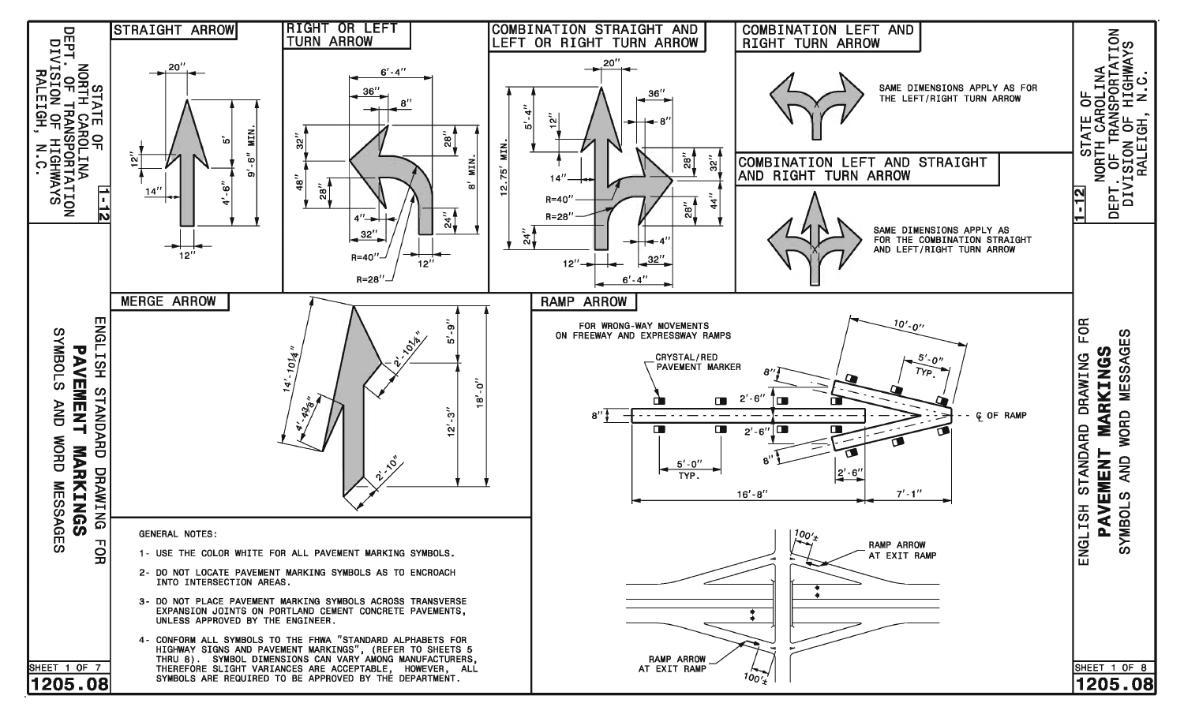# STATE OF NORTH CAROLINA DEPT. OF TRANSPORTATION DIVISION OF HIGHWAYS RALEIGH, N.C.

## ENGLISH STANDARD DRAWING FOR PAVEMENT MARKINGS

### SYMBOLS AND WORD MESSAGES

### STRAIGHT ARROW

20″, 12″, 14″, 5′, 4′-6″, 9′-6″ MIN., 12″

### RIGHT OR LEFT TURN ARROW

6′-4″, 36″, 8″, 32″, 28″, 48″, 28″, 8′ MIN., 4″, 24″, 32″, 12″, R=40″, R=28″

### COMBINATION STRAIGHT AND LEFT OR RIGHT TURN ARROW

20″, 36″, 8″, 5′-4″, 12″, 14″, 12.75′ MIN., 28″, 32″, R=40″, R=28″, 28″, 44″, 24″, 4″, 12″, 32″, 6′-4″

### COMBINATION LEFT AND RIGHT TURN ARROW

SAME DIMENSIONS APPLY AS FOR THE LEFT/RIGHT TURN ARROW

### COMBINATION LEFT AND STRAIGHT AND RIGHT TURN ARROW

SAME DIMENSIONS APPLY AS FOR THE COMBINATION STRAIGHT AND LEFT/RIGHT TURN ARROW

### MERGE ARROW

14′-10¼″, 2′-10¼″, 5′-9″, 4′-4⅜″, 12′-3″, 18′-0″, 2′-10″

### RAMP ARROW

FOR WRONG-WAY MOVEMENTS ON FREEWAY AND EXPRESSWAY RAMPS

CRYSTAL/RED PAVEMENT MARKER

10′-0″, 5′-0″ TYP., 8″, 2′-6″, 8″, 2′-6″, 8″, 5′-0″ TYP., 2′-6″, ℄ OF RAMP, 16′-8″, 7′-1″

100′±, RAMP ARROW AT EXIT RAMP

RAMP ARROW AT EXIT RAMP, 100′±

### GENERAL NOTES:

1- USE THE COLOR WHITE FOR ALL PAVEMENT MARKING SYMBOLS.

2- DO NOT LOCATE PAVEMENT MARKING SYMBOLS AS TO ENCROACH INTO INTERSECTION AREAS.

3- DO NOT PLACE PAVEMENT MARKING SYMBOLS ACROSS TRANSVERSE EXPANSION JOINTS ON PORTLAND CEMENT CONCRETE PAVEMENTS, UNLESS APPROVED BY THE ENGINEER.

4- CONFORM ALL SYMBOLS TO THE FHWA "STANDARD ALPHABETS FOR HIGHWAY SIGNS AND PAVEMENT MARKINGS", (REFER TO SHEETS 5 THRU 8). SYMBOL DIMENSIONS CAN VARY AMONG MANUFACTURERS, THEREFORE SLIGHT VARIANCES ARE ACCEPTABLE, HOWEVER, ALL SYMBOLS ARE REQUIRED TO BE APPROVED BY THE DEPARTMENT.

1-12

SHEET 1 OF 7 / SHEET 1 OF 8

1205.08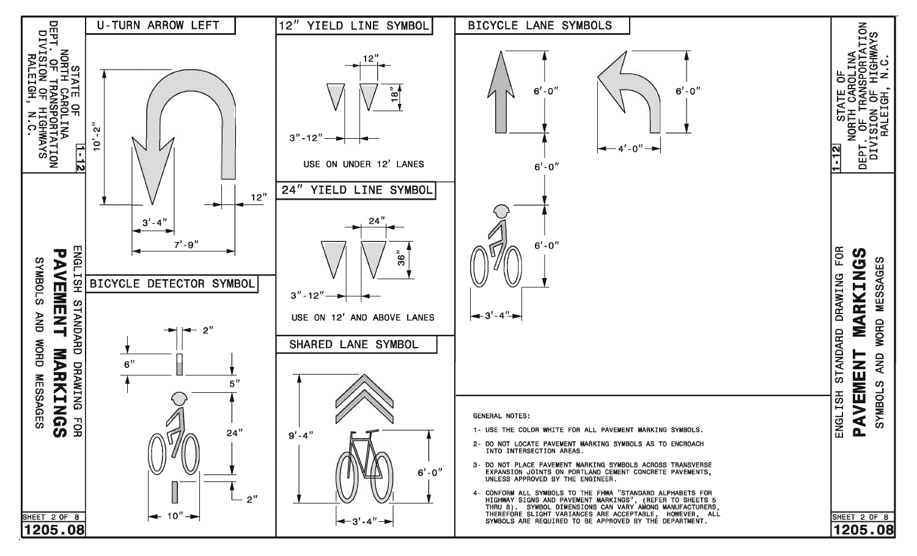STATE OF NORTH CAROLINA
DEPT. OF TRANSPORTATION
DIVISION OF HIGHWAYS
RALEIGH, N.C.

1-12

ENGLISH STANDARD DRAWING FOR
**PAVEMENT MARKINGS**
SYMBOLS AND WORD MESSAGES

SHEET 2 OF 8
**1205.08**

## U-TURN ARROW LEFT

10'-2"
12"
3'-4"
7'-9"

## BICYCLE DETECTOR SYMBOL

2"
6"
5"
24"
2"
10"

## 12" YIELD LINE SYMBOL

12"
18"
3"-12"

USE ON UNDER 12' LANES

## 24" YIELD LINE SYMBOL

24"
36"
3"-12"

USE ON 12' AND ABOVE LANES

## SHARED LANE SYMBOL

9'-4"
6'-0"
3'-4"

## BICYCLE LANE SYMBOLS

6'-0"
6'-0"
6'-0"
6'-0"
4'-0"
3'-4"

GENERAL NOTES:

1- USE THE COLOR WHITE FOR ALL PAVEMENT MARKING SYMBOLS.

2- DO NOT LOCATE PAVEMENT MARKING SYMBOLS AS TO ENCROACH INTO INTERSECTION AREAS.

3- DO NOT PLACE PAVEMENT MARKING SYMBOLS ACROSS TRANSVERSE EXPANSION JOINTS ON PORTLAND CEMENT CONCRETE PAVEMENTS, UNLESS APPROVED BY THE ENGINEER.

4- CONFORM ALL SYMBOLS TO THE FHWA "STANDARD ALPHABETS FOR HIGHWAY SIGNS AND PAVEMENT MARKINGS", (REFER TO SHEETS 5 THRU 8). SYMBOL DIMENSIONS CAN VARY AMONG MANUFACTURERS, THEREFORE SLIGHT VARIANCES ARE ACCEPTABLE, HOWEVER, ALL SYMBOLS ARE REQUIRED TO BE APPROVED BY THE DEPARTMENT.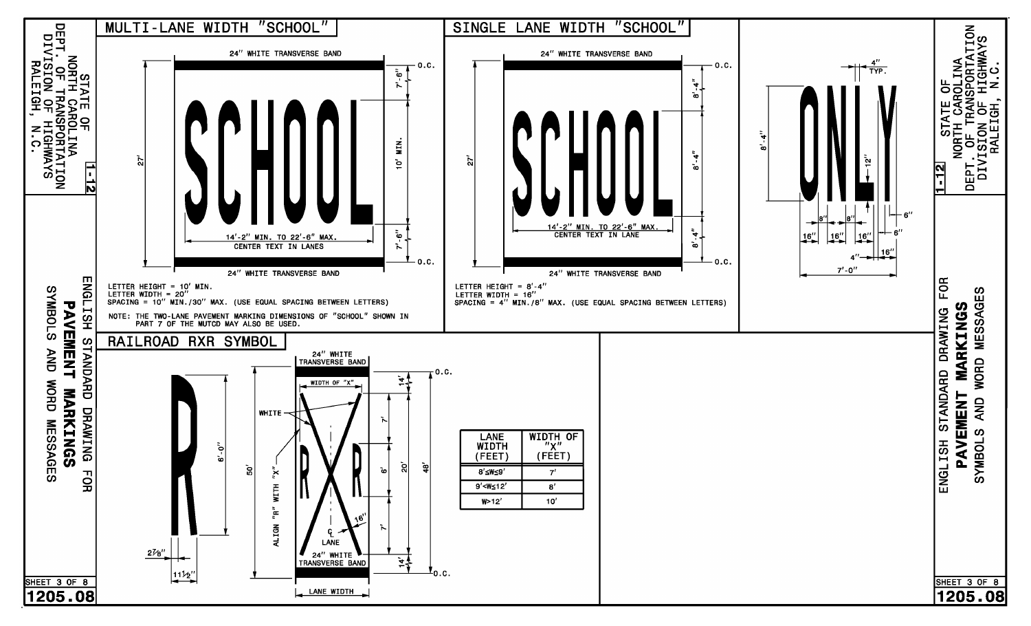STATE OF NORTH CAROLINA
DEPT. OF TRANSPORTATION
DIVISION OF HIGHWAYS
RALEIGH, N.C.

1-12

ENGLISH STANDARD DRAWING FOR
**PAVEMENT MARKINGS**
SYMBOLS AND WORD MESSAGES

## MULTI-LANE WIDTH "SCHOOL"

24" WHITE TRANSVERSE BAND

SCHOOL

27'

7'-6"

10' MIN.

7'-6"

O.C.

14'-2" MIN. TO 22'-6" MAX.
CENTER TEXT IN LANES

24" WHITE TRANSVERSE BAND

LETTER HEIGHT = 10' MIN.
LETTER WIDTH = 20"
SPACING = 10" MIN./30" MAX. (USE EQUAL SPACING BETWEEN LETTERS)

NOTE: THE TWO-LANE PAVEMENT MARKING DIMENSIONS OF "SCHOOL" SHOWN IN PART 7 OF THE MUTCD MAY ALSO BE USED.

## SINGLE LANE WIDTH "SCHOOL"

24" WHITE TRANSVERSE BAND

SCHOOL

27'

8'-4"

8'-4"

8'-4"

O.C.

14'-2" MIN. TO 22'-6" MAX.
CENTER TEXT IN LANE

24" WHITE TRANSVERSE BAND

LETTER HEIGHT = 8'-4"
LETTER WIDTH = 16"
SPACING = 4" MIN./8" MAX. (USE EQUAL SPACING BETWEEN LETTERS)

## ONLY

4" TYP.

8'-4"

12"

8" 8"

6"

6"

16" 16" 16" 16"

4"

7'-0"

## RAILROAD RXR SYMBOL

6'-0"

2 7/8"

11 1/2"

24" WHITE TRANSVERSE BAND

WIDTH OF "X"

WHITE

ALIGN "R" WITH "X"

50'

14'

7'

6'

20'

48'

7'

14'

16"

℄ LANE

O.C.

24" WHITE TRANSVERSE BAND

LANE WIDTH

| LANE WIDTH (FEET) | WIDTH OF "X" (FEET) |
|---|---|
| 8'≤W≤9' | 7' |
| 9'<W≤12' | 8' |
| W>12' | 10' |

SHEET 3 OF 8
1205.08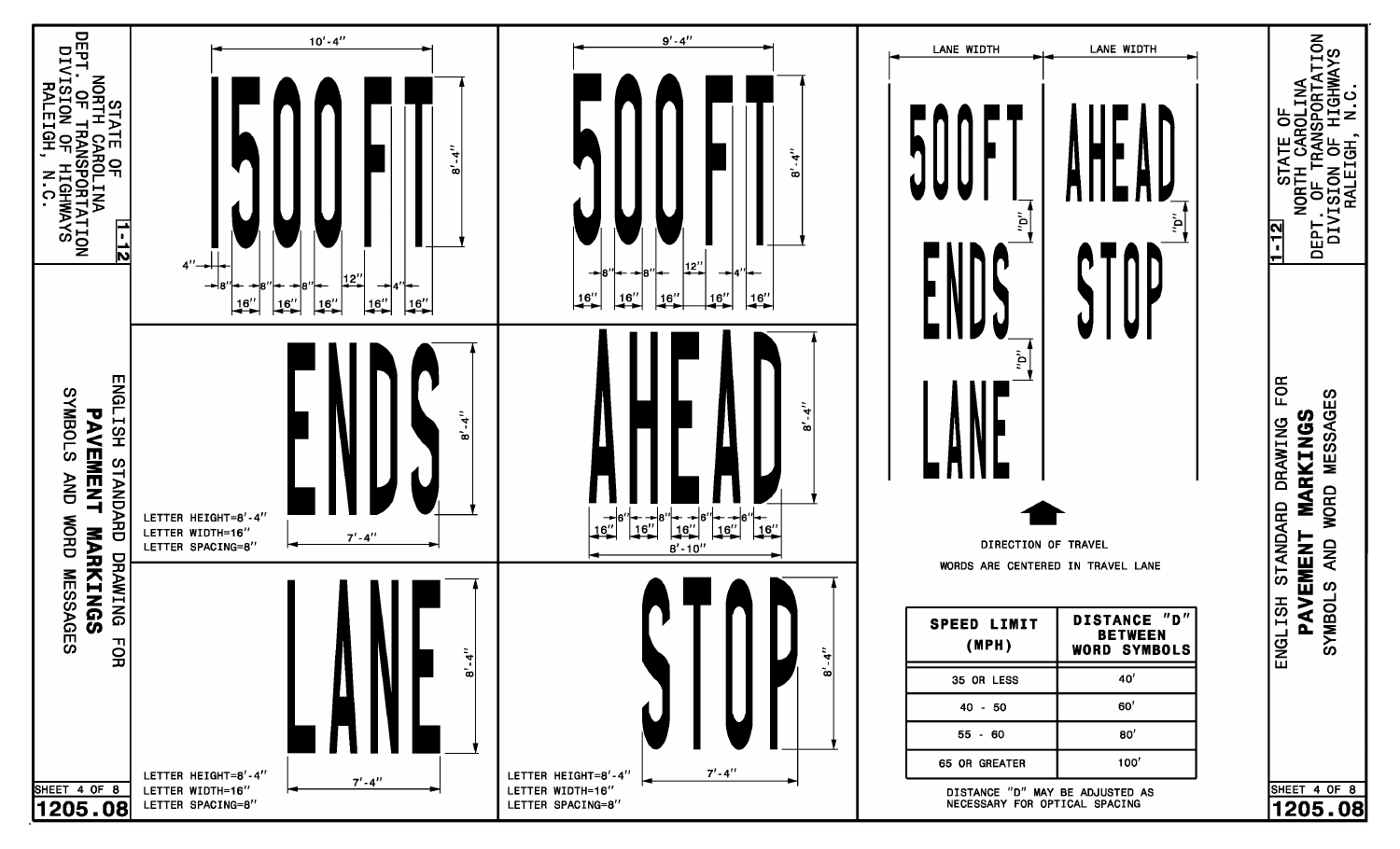STATE OF NORTH CAROLINA
DEPT. OF TRANSPORTATION
DIVISION OF HIGHWAYS
RALEIGH, N.C.

1-12

# ENGLISH STANDARD DRAWING FOR PAVEMENT MARKINGS

## SYMBOLS AND WORD MESSAGES

SHEET 4 OF 8

1205.08

**1500 FT**

10'-4"

8'-4"

4" | 8" | 8" | 8" | 12" | 4"

16" | 16" | 16" | 16" | 16"

**500 FT**

9'-4"

8'-4"

8" | 8" | 12" | 4"

16" | 16" | 16" | 16" | 16"

**ENDS**

8'-4"

7'-4"

LETTER HEIGHT=8'-4"
LETTER WIDTH=16"
LETTER SPACING=8"

**AHEAD**

8'-4"

6" | 8" | 6" | 6"

16" | 16" | 16" | 16" | 16"

8'-10"

**LANE**

8'-4"

7'-4"

LETTER HEIGHT=8'-4"
LETTER WIDTH=16"
LETTER SPACING=8"

**STOP**

8'-4"

7'-4"

LETTER HEIGHT=8'-4"
LETTER WIDTH=16"
LETTER SPACING=8"

LANE WIDTH | LANE WIDTH

500FT / ENDS / LANE — "D" — "D"

AHEAD / STOP — "D"

DIRECTION OF TRAVEL

WORDS ARE CENTERED IN TRAVEL LANE

| SPEED LIMIT (MPH) | DISTANCE "D" BETWEEN WORD SYMBOLS |
|---|---|
| 35 OR LESS | 40' |
| 40 - 50 | 60' |
| 55 - 60 | 80' |
| 65 OR GREATER | 100' |

DISTANCE "D" MAY BE ADJUSTED AS NECESSARY FOR OPTICAL SPACING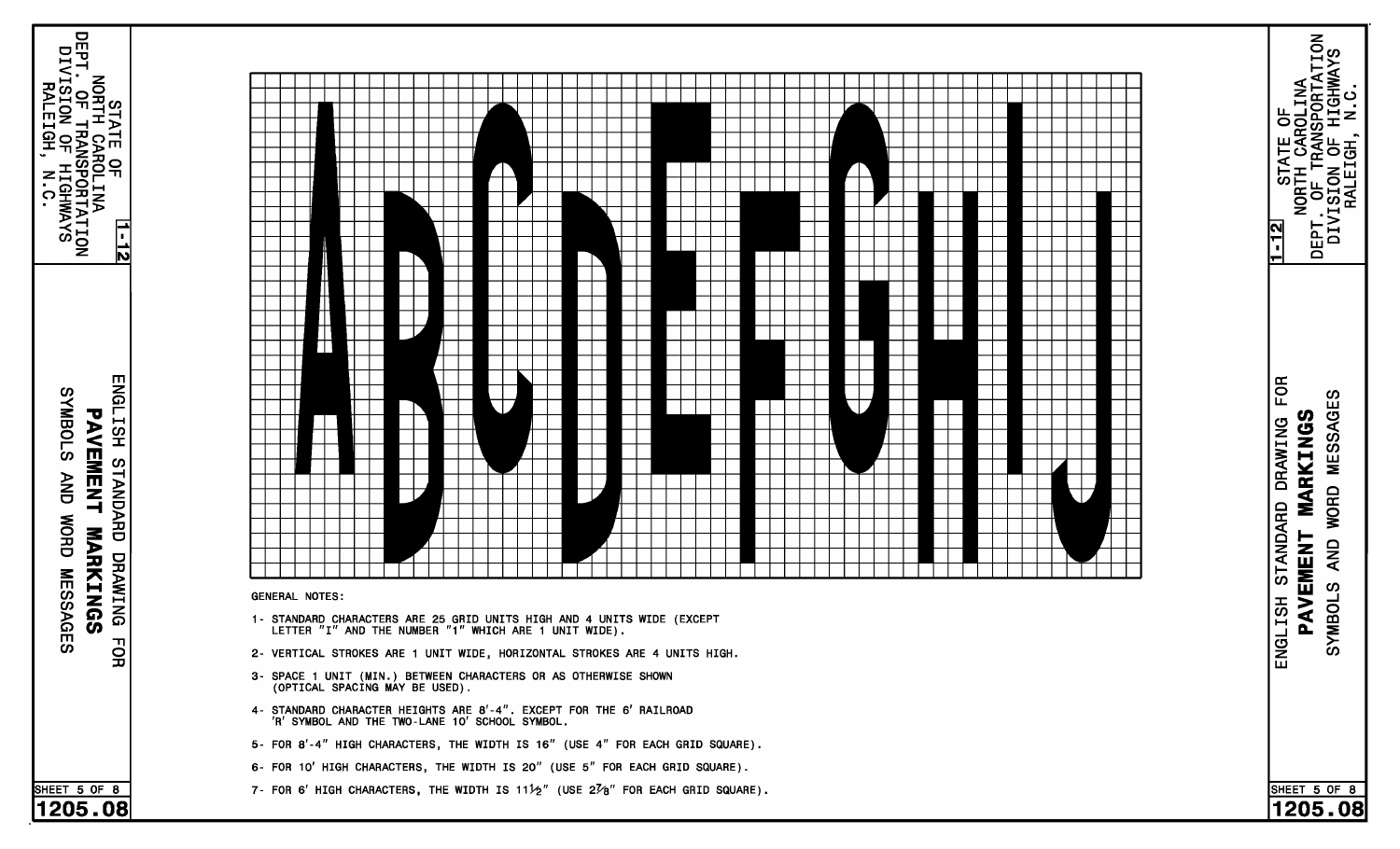STATE OF NORTH CAROLINA
DEPT. OF TRANSPORTATION
DIVISION OF HIGHWAYS
RALEIGH, N.C.

1-12

ENGLISH STANDARD DRAWING FOR
**PAVEMENT MARKINGS**
SYMBOLS AND WORD MESSAGES

SHEET 5 OF 8

**1205.08**

A B C D E F G H I J

GENERAL NOTES:

1- STANDARD CHARACTERS ARE 25 GRID UNITS HIGH AND 4 UNITS WIDE (EXCEPT LETTER "I" AND THE NUMBER "1" WHICH ARE 1 UNIT WIDE).

2- VERTICAL STROKES ARE 1 UNIT WIDE, HORIZONTAL STROKES ARE 4 UNITS HIGH.

3- SPACE 1 UNIT (MIN.) BETWEEN CHARACTERS OR AS OTHERWISE SHOWN (OPTICAL SPACING MAY BE USED).

4- STANDARD CHARACTER HEIGHTS ARE 8'-4". EXCEPT FOR THE 6' RAILROAD 'R' SYMBOL AND THE TWO-LANE 10' SCHOOL SYMBOL.

5- FOR 8'-4" HIGH CHARACTERS, THE WIDTH IS 16" (USE 4" FOR EACH GRID SQUARE).

6- FOR 10' HIGH CHARACTERS, THE WIDTH IS 20" (USE 5" FOR EACH GRID SQUARE).

7- FOR 6' HIGH CHARACTERS, THE WIDTH IS 11½" (USE 2⅞" FOR EACH GRID SQUARE).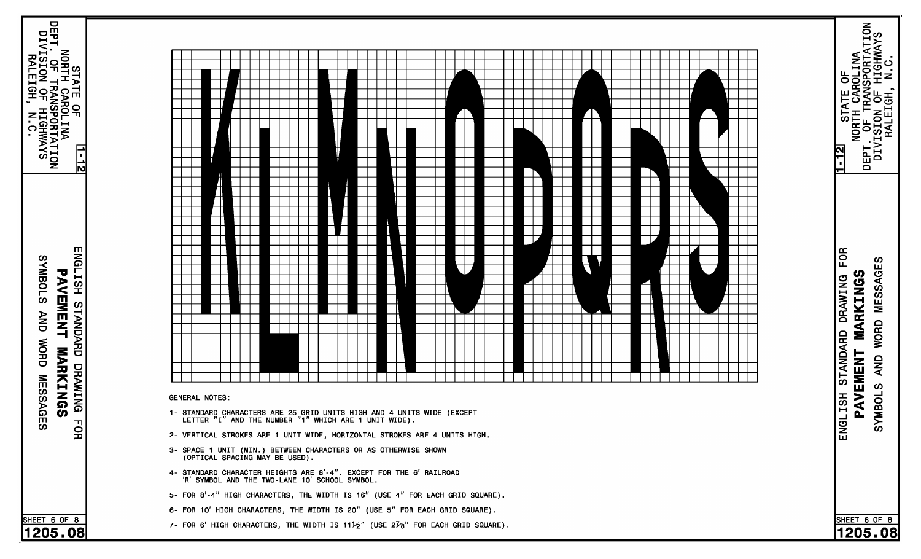KLMNOPQRS

GENERAL NOTES:

1- STANDARD CHARACTERS ARE 25 GRID UNITS HIGH AND 4 UNITS WIDE (EXCEPT LETTER "I" AND THE NUMBER "1" WHICH ARE 1 UNIT WIDE).

2- VERTICAL STROKES ARE 1 UNIT WIDE, HORIZONTAL STROKES ARE 4 UNITS HIGH.

3- SPACE 1 UNIT (MIN.) BETWEEN CHARACTERS OR AS OTHERWISE SHOWN (OPTICAL SPACING MAY BE USED).

4- STANDARD CHARACTER HEIGHTS ARE 8'-4". EXCEPT FOR THE 6' RAILROAD 'R' SYMBOL AND THE TWO-LANE 10' SCHOOL SYMBOL.

5- FOR 8'-4" HIGH CHARACTERS, THE WIDTH IS 16" (USE 4" FOR EACH GRID SQUARE).

6- FOR 10' HIGH CHARACTERS, THE WIDTH IS 20" (USE 5" FOR EACH GRID SQUARE).

7- FOR 6' HIGH CHARACTERS, THE WIDTH IS 11½" (USE 2⅞" FOR EACH GRID SQUARE).

STATE OF NORTH CAROLINA
DEPT. OF TRANSPORTATION
DIVISION OF HIGHWAYS
RALEIGH, N.C.

1-12

ENGLISH STANDARD DRAWING FOR
**PAVEMENT MARKINGS**
SYMBOLS AND WORD MESSAGES

SHEET 6 OF 8

**1205.08**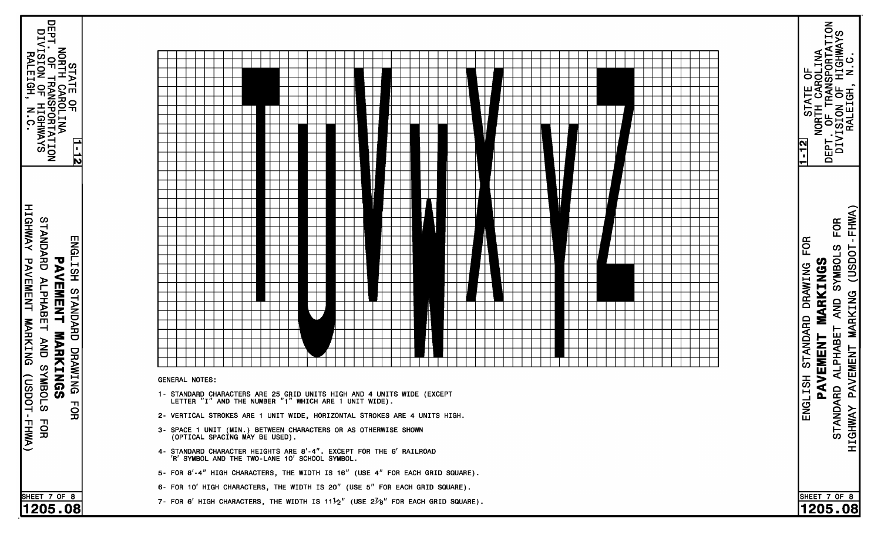STATE OF NORTH CAROLINA
DEPT. OF TRANSPORTATION
DIVISION OF HIGHWAYS
RALEIGH, N.C.

1-12

ENGLISH STANDARD DRAWING FOR

**PAVEMENT MARKINGS**

STANDARD ALPHABET AND SYMBOLS FOR HIGHWAY PAVEMENT MARKING (USDOT-FHWA)

SHEET 7 OF 8

**1205.08**

T U V W X Y Z

GENERAL NOTES:

1- STANDARD CHARACTERS ARE 25 GRID UNITS HIGH AND 4 UNITS WIDE (EXCEPT LETTER "I" AND THE NUMBER "1" WHICH ARE 1 UNIT WIDE).

2- VERTICAL STROKES ARE 1 UNIT WIDE, HORIZONTAL STROKES ARE 4 UNITS HIGH.

3- SPACE 1 UNIT (MIN.) BETWEEN CHARACTERS OR AS OTHERWISE SHOWN (OPTICAL SPACING MAY BE USED).

4- STANDARD CHARACTER HEIGHTS ARE 8'-4". EXCEPT FOR THE 6' RAILROAD 'R' SYMBOL AND THE TWO-LANE 10' SCHOOL SYMBOL.

5- FOR 8'-4" HIGH CHARACTERS, THE WIDTH IS 16" (USE 4" FOR EACH GRID SQUARE).

6- FOR 10' HIGH CHARACTERS, THE WIDTH IS 20" (USE 5" FOR EACH GRID SQUARE).

7- FOR 6' HIGH CHARACTERS, THE WIDTH IS 11½" (USE 2⅞" FOR EACH GRID SQUARE).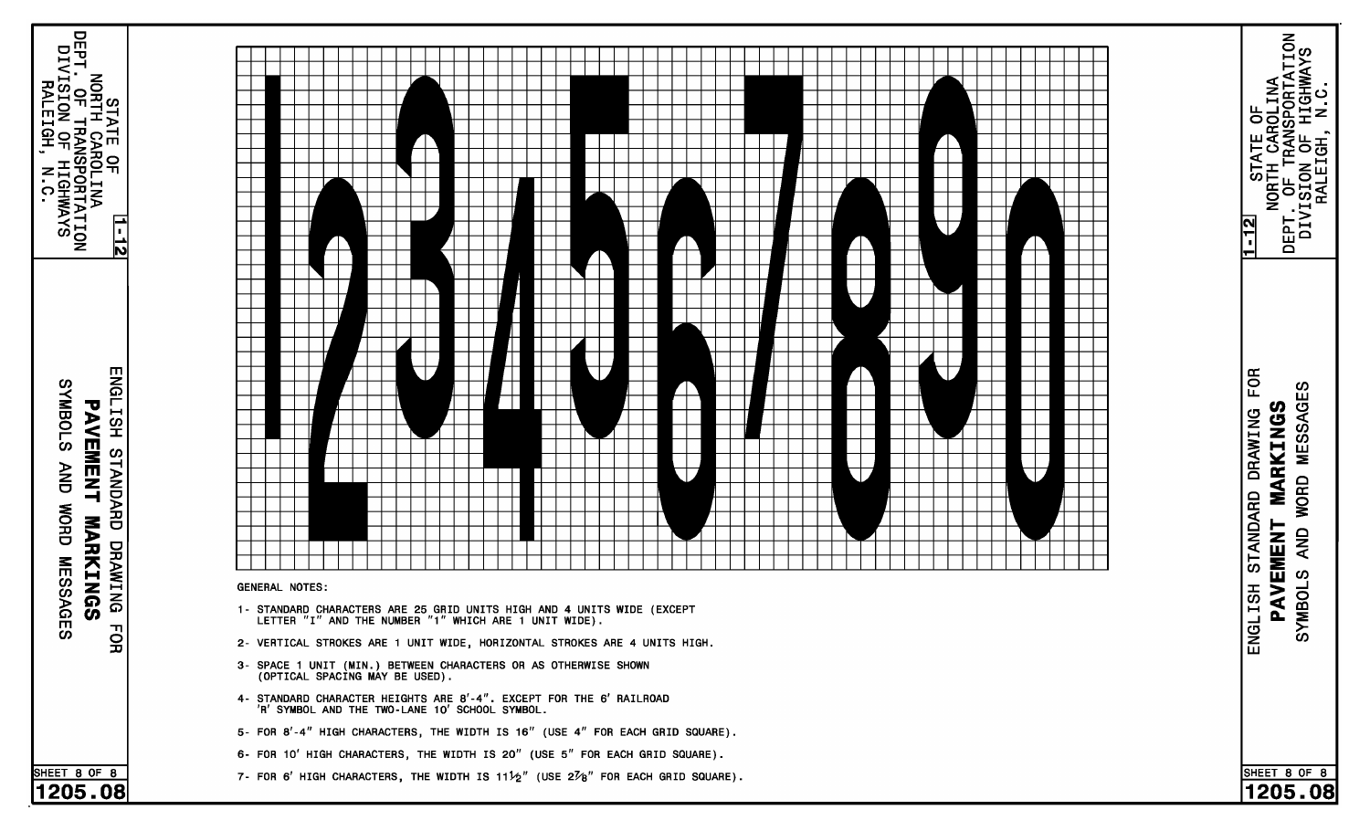STATE OF
NORTH CAROLINA
DEPT. OF TRANSPORTATION
DIVISION OF HIGHWAYS
RALEIGH, N.C.

1-12

ENGLISH STANDARD DRAWING FOR

**PAVEMENT MARKINGS**

SYMBOLS AND WORD MESSAGES

SHEET 8 OF 8

1205.08

1234567890

GENERAL NOTES:

1- STANDARD CHARACTERS ARE 25 GRID UNITS HIGH AND 4 UNITS WIDE (EXCEPT LETTER "I" AND THE NUMBER "1" WHICH ARE 1 UNIT WIDE).

2- VERTICAL STROKES ARE 1 UNIT WIDE, HORIZONTAL STROKES ARE 4 UNITS HIGH.

3- SPACE 1 UNIT (MIN.) BETWEEN CHARACTERS OR AS OTHERWISE SHOWN (OPTICAL SPACING MAY BE USED).

4- STANDARD CHARACTER HEIGHTS ARE 8'-4". EXCEPT FOR THE 6' RAILROAD 'R' SYMBOL AND THE TWO-LANE 10' SCHOOL SYMBOL.

5- FOR 8'-4" HIGH CHARACTERS, THE WIDTH IS 16" (USE 4" FOR EACH GRID SQUARE).

6- FOR 10' HIGH CHARACTERS, THE WIDTH IS 20" (USE 5" FOR EACH GRID SQUARE).

7- FOR 6' HIGH CHARACTERS, THE WIDTH IS 11½" (USE 2⅞" FOR EACH GRID SQUARE).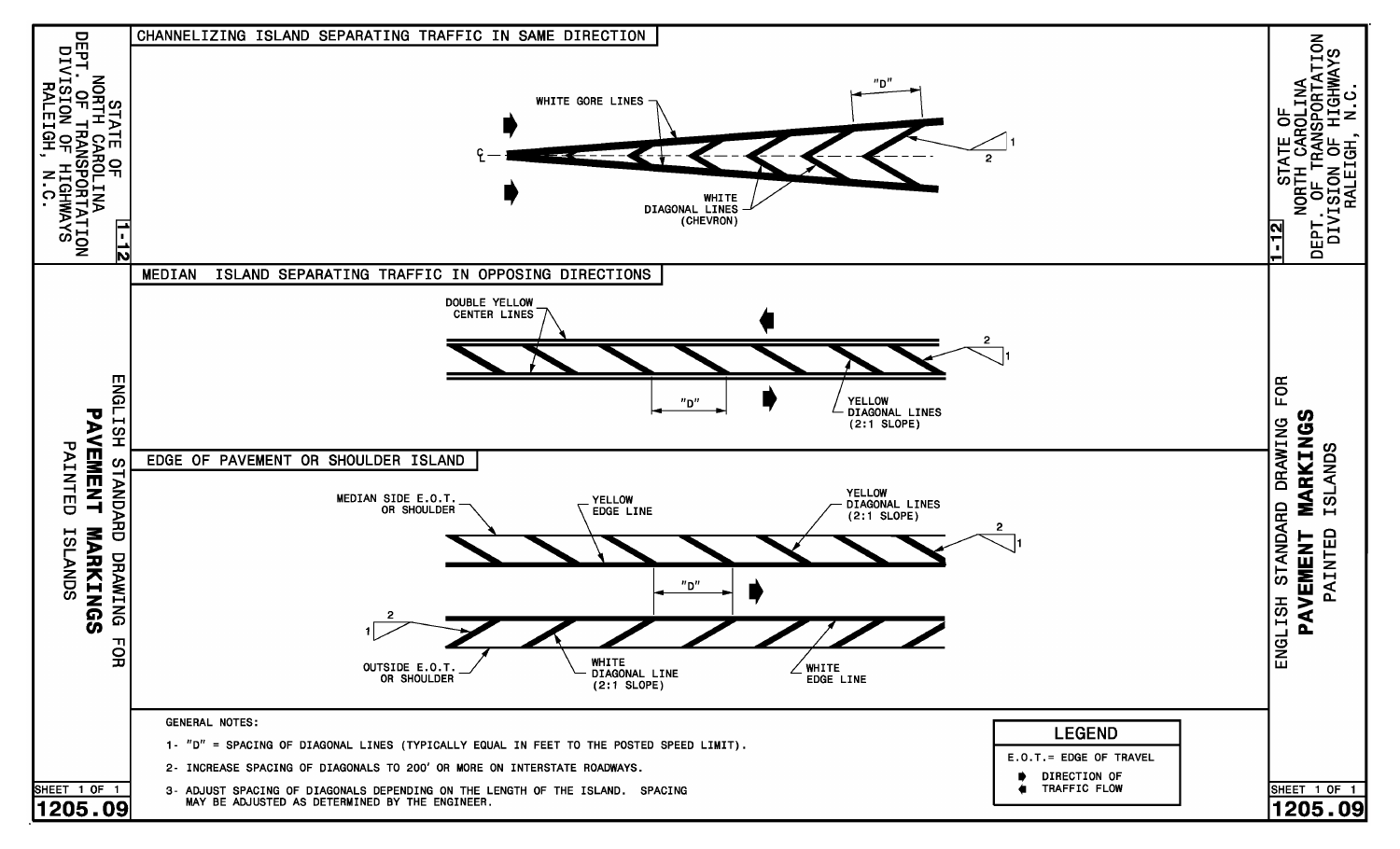# PAVEMENT MARKINGS

ENGLISH STANDARD DRAWING FOR **PAVEMENT MARKINGS** PAINTED ISLANDS

STATE OF NORTH CAROLINA DEPT. OF TRANSPORTATION DIVISION OF HIGHWAYS RALEIGH, N.C.

1-12

## CHANNELIZING ISLAND SEPARATING TRAFFIC IN SAME DIRECTION

WHITE GORE LINES

"D"

2:1

℄

WHITE DIAGONAL LINES (CHEVRON)

## MEDIAN ISLAND SEPARATING TRAFFIC IN OPPOSING DIRECTIONS

DOUBLE YELLOW CENTER LINES

2:1

"D"

YELLOW DIAGONAL LINES (2:1 SLOPE)

## EDGE OF PAVEMENT OR SHOULDER ISLAND

MEDIAN SIDE E.O.T. OR SHOULDER

YELLOW EDGE LINE

YELLOW DIAGONAL LINES (2:1 SLOPE)

2:1

"D"

OUTSIDE E.O.T. OR SHOULDER

WHITE DIAGONAL LINE (2:1 SLOPE)

WHITE EDGE LINE

GENERAL NOTES:

1- "D" = SPACING OF DIAGONAL LINES (TYPICALLY EQUAL IN FEET TO THE POSTED SPEED LIMIT).

2- INCREASE SPACING OF DIAGONALS TO 200' OR MORE ON INTERSTATE ROADWAYS.

3- ADJUST SPACING OF DIAGONALS DEPENDING ON THE LENGTH OF THE ISLAND. SPACING MAY BE ADJUSTED AS DETERMINED BY THE ENGINEER.

**LEGEND**

E.O.T.= EDGE OF TRAVEL

➡ DIRECTION OF TRAFFIC FLOW

SHEET 1 OF 1

**1205.09**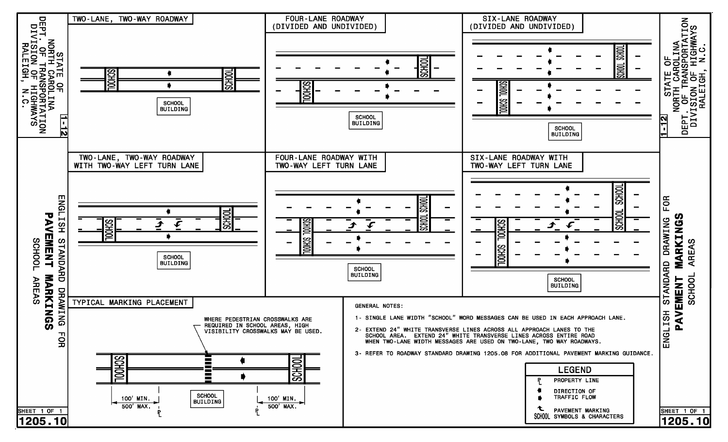# STATE OF NORTH CAROLINA
## DEPT. OF TRANSPORTATION
## DIVISION OF HIGHWAYS
### RALEIGH, N.C.

# ENGLISH STANDARD DRAWING FOR PAVEMENT MARKINGS
## SCHOOL AREAS

### TWO-LANE, TWO-WAY ROADWAY

SCHOOL

SCHOOL

SCHOOL BUILDING

### FOUR-LANE ROADWAY (DIVIDED AND UNDIVIDED)

SCHOOL

SCHOOL

SCHOOL BUILDING

### SIX-LANE ROADWAY (DIVIDED AND UNDIVIDED)

SCHOOL SCHOOL

SCHOOL SCHOOL

SCHOOL BUILDING

### TWO-LANE, TWO-WAY ROADWAY WITH TWO-WAY LEFT TURN LANE

SCHOOL

SCHOOL

SCHOOL BUILDING

### FOUR-LANE ROADWAY WITH TWO-WAY LEFT TURN LANE

SCHOOL SCHOOL

SCHOOL SCHOOL

SCHOOL BUILDING

### SIX-LANE ROADWAY WITH TWO-WAY LEFT TURN LANE

SCHOOL SCHOOL

SCHOOL SCHOOL

SCHOOL BUILDING

### TYPICAL MARKING PLACEMENT

WHERE PEDESTRIAN CROSSWALKS ARE REQUIRED IN SCHOOL AREAS, HIGH VISIBILITY CROSSWALKS MAY BE USED.

SCHOOL

SCHOOL

SCHOOL BUILDING

100' MIN. 500' MAX.

100' MIN. 500' MAX.

P/L

P/L

### GENERAL NOTES:

1- SINGLE LANE WIDTH "SCHOOL" WORD MESSAGES CAN BE USED IN EACH APPROACH LANE.

2- EXTEND 24" WHITE TRANSVERSE LINES ACROSS ALL APPROACH LANES TO THE SCHOOL AREA. EXTEND 24" WHITE TRANSVERSE LINES ACROSS ENTIRE ROAD WHEN TWO-LANE WIDTH MESSAGES ARE USED ON TWO-LANE, TWO WAY ROADWAYS.

3- REFER TO ROADWAY STANDARD DRAWING 1205.08 FOR ADDITIONAL PAVEMENT MARKING GUIDANCE.

### LEGEND

| Symbol | Description |
|---|---|
| P/L | PROPERTY LINE |
| Arrows | DIRECTION OF TRAFFIC FLOW |
| Turn arrow / SCHOOL | PAVEMENT MARKING SYMBOLS & CHARACTERS |

1-12

SHEET 1 OF 1

1205.10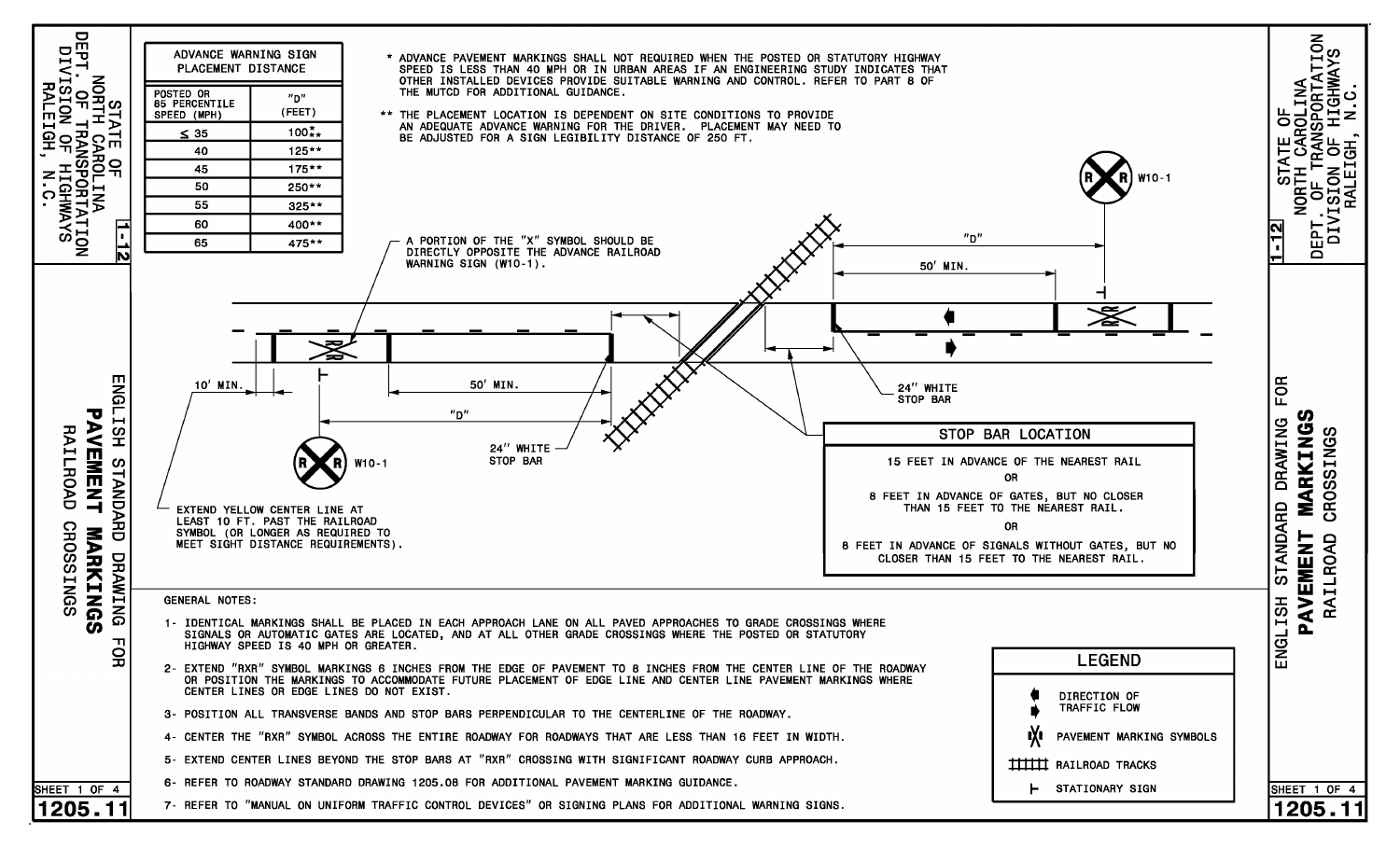# PAVEMENT MARKINGS

## ENGLISH STANDARD DRAWING FOR PAVEMENT MARKINGS RAILROAD CROSSINGS

STATE OF NORTH CAROLINA
DEPT. OF TRANSPORTATION
DIVISION OF HIGHWAYS
RALEIGH, N.C.

| ADVANCE WARNING SIGN PLACEMENT DISTANCE | |
|---|---|
| POSTED OR 85 PERCENTILE SPEED (MPH) | "D" (FEET) |
| ≤ 35 | 100*** |
| 40 | 125** |
| 45 | 175** |
| 50 | 250** |
| 55 | 325** |
| 60 | 400** |
| 65 | 475** |

\* ADVANCE PAVEMENT MARKINGS SHALL NOT REQUIRED WHEN THE POSTED OR STATUTORY HIGHWAY SPEED IS LESS THAN 40 MPH OR IN URBAN AREAS IF AN ENGINEERING STUDY INDICATES THAT OTHER INSTALLED DEVICES PROVIDE SUITABLE WARNING AND CONTROL. REFER TO PART 8 OF THE MUTCD FOR ADDITIONAL GUIDANCE.

\*\* THE PLACEMENT LOCATION IS DEPENDENT ON SITE CONDITIONS TO PROVIDE AN ADEQUATE ADVANCE WARNING FOR THE DRIVER. PLACEMENT MAY NEED TO BE ADJUSTED FOR A SIGN LEGIBILITY DISTANCE OF 250 FT.

A PORTION OF THE "X" SYMBOL SHOULD BE DIRECTLY OPPOSITE THE ADVANCE RAILROAD WARNING SIGN (W10-1).

W10-1

"D"

50' MIN.

10' MIN.

24" WHITE STOP BAR

EXTEND YELLOW CENTER LINE AT LEAST 10 FT. PAST THE RAILROAD SYMBOL (OR LONGER AS REQUIRED TO MEET SIGHT DISTANCE REQUIREMENTS).

| STOP BAR LOCATION |
|---|
| 15 FEET IN ADVANCE OF THE NEAREST RAIL |
| OR |
| 8 FEET IN ADVANCE OF GATES, BUT NO CLOSER THAN 15 FEET TO THE NEAREST RAIL. |
| OR |
| 8 FEET IN ADVANCE OF SIGNALS WITHOUT GATES, BUT NO CLOSER THAN 15 FEET TO THE NEAREST RAIL. |

### GENERAL NOTES:

1- IDENTICAL MARKINGS SHALL BE PLACED IN EACH APPROACH LANE ON ALL PAVED APPROACHES TO GRADE CROSSINGS WHERE SIGNALS OR AUTOMATIC GATES ARE LOCATED, AND AT ALL OTHER GRADE CROSSINGS WHERE THE POSTED OR STATUTORY HIGHWAY SPEED IS 40 MPH OR GREATER.

2- EXTEND "RXR" SYMBOL MARKINGS 6 INCHES FROM THE EDGE OF PAVEMENT TO 8 INCHES FROM THE CENTER LINE OF THE ROADWAY OR POSITION THE MARKINGS TO ACCOMMODATE FUTURE PLACEMENT OF EDGE LINE AND CENTER LINE PAVEMENT MARKINGS WHERE CENTER LINES OR EDGE LINES DO NOT EXIST.

3- POSITION ALL TRANSVERSE BANDS AND STOP BARS PERPENDICULAR TO THE CENTERLINE OF THE ROADWAY.

4- CENTER THE "RXR" SYMBOL ACROSS THE ENTIRE ROADWAY FOR ROADWAYS THAT ARE LESS THAN 16 FEET IN WIDTH.

5- EXTEND CENTER LINES BEYOND THE STOP BARS AT "RXR" CROSSING WITH SIGNIFICANT ROADWAY CURB APPROACH.

6- REFER TO ROADWAY STANDARD DRAWING 1205.08 FOR ADDITIONAL PAVEMENT MARKING GUIDANCE.

7- REFER TO "MANUAL ON UNIFORM TRAFFIC CONTROL DEVICES" OR SIGNING PLANS FOR ADDITIONAL WARNING SIGNS.

### LEGEND

- DIRECTION OF TRAFFIC FLOW
- PAVEMENT MARKING SYMBOLS
- RAILROAD TRACKS
- STATIONARY SIGN

SHEET 1 OF 4

1205.11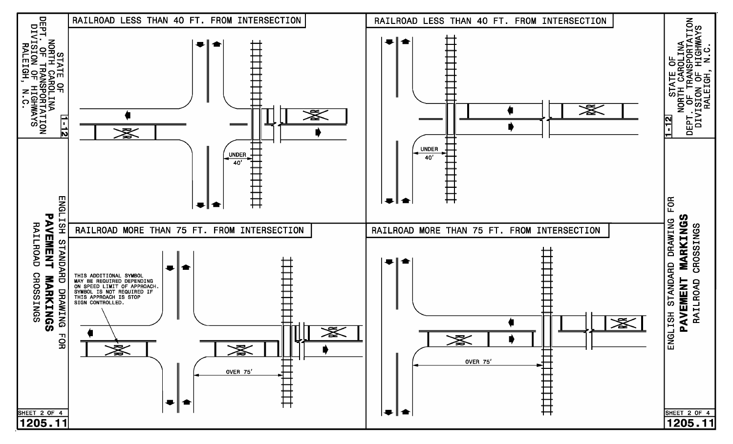# ENGLISH STANDARD DRAWING FOR PAVEMENT MARKINGS

## RAILROAD CROSSINGS

STATE OF NORTH CAROLINA
DEPT. OF TRANSPORTATION
DIVISION OF HIGHWAYS
RALEIGH, N.C.

1-12

### RAILROAD LESS THAN 40 FT. FROM INTERSECTION

RXR

UNDER 40'

### RAILROAD LESS THAN 40 FT. FROM INTERSECTION

RXR

UNDER 40'

### RAILROAD MORE THAN 75 FT. FROM INTERSECTION

THIS ADDITIONAL SYMBOL MAY BE REQUIRED DEPENDING ON SPEED LIMIT OF APPROACH. SYMBOL IS NOT REQUIRED IF THIS APPROACH IS STOP SIGN CONTROLLED.

RXR

OVER 75'

### RAILROAD MORE THAN 75 FT. FROM INTERSECTION

RXR

OVER 75'

SHEET 2 OF 4

1205.11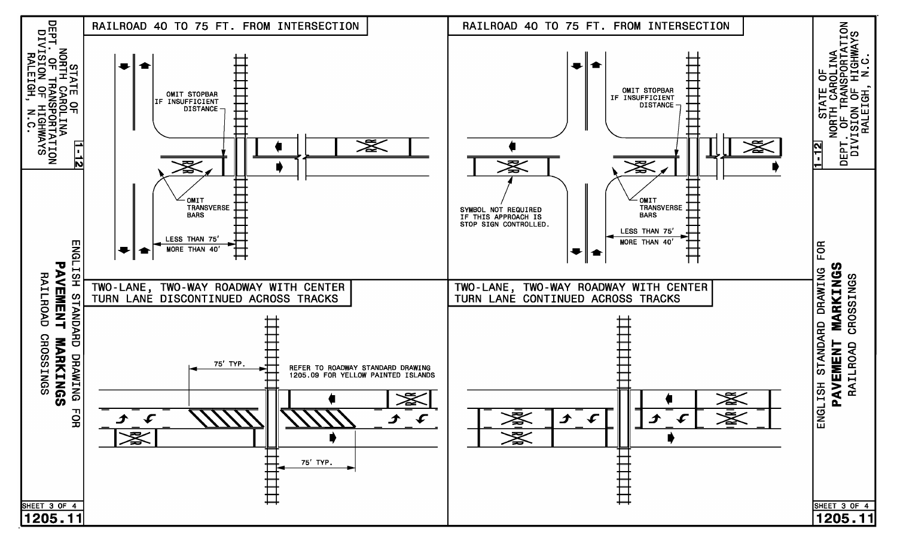STATE OF NORTH CAROLINA
DEPT. OF TRANSPORTATION
DIVISION OF HIGHWAYS
RALEIGH, N.C.

1-12

ENGLISH STANDARD DRAWING FOR
**PAVEMENT MARKINGS**
RAILROAD CROSSINGS

## RAILROAD 40 TO 75 FT. FROM INTERSECTION

OMIT STOPBAR IF INSUFFICIENT DISTANCE

OMIT TRANSVERSE BARS

LESS THAN 75′
MORE THAN 40′

## RAILROAD 40 TO 75 FT. FROM INTERSECTION

OMIT STOPBAR IF INSUFFICIENT DISTANCE

SYMBOL NOT REQUIRED IF THIS APPROACH IS STOP SIGN CONTROLLED.

OMIT TRANSVERSE BARS

LESS THAN 75′
MORE THAN 40′

## TWO-LANE, TWO-WAY ROADWAY WITH CENTER TURN LANE DISCONTINUED ACROSS TRACKS

75′ TYP.

REFER TO ROADWAY STANDARD DRAWING 1205.09 FOR YELLOW PAINTED ISLANDS

75′ TYP.

## TWO-LANE, TWO-WAY ROADWAY WITH CENTER TURN LANE CONTINUED ACROSS TRACKS

SHEET 3 OF 4
1205.11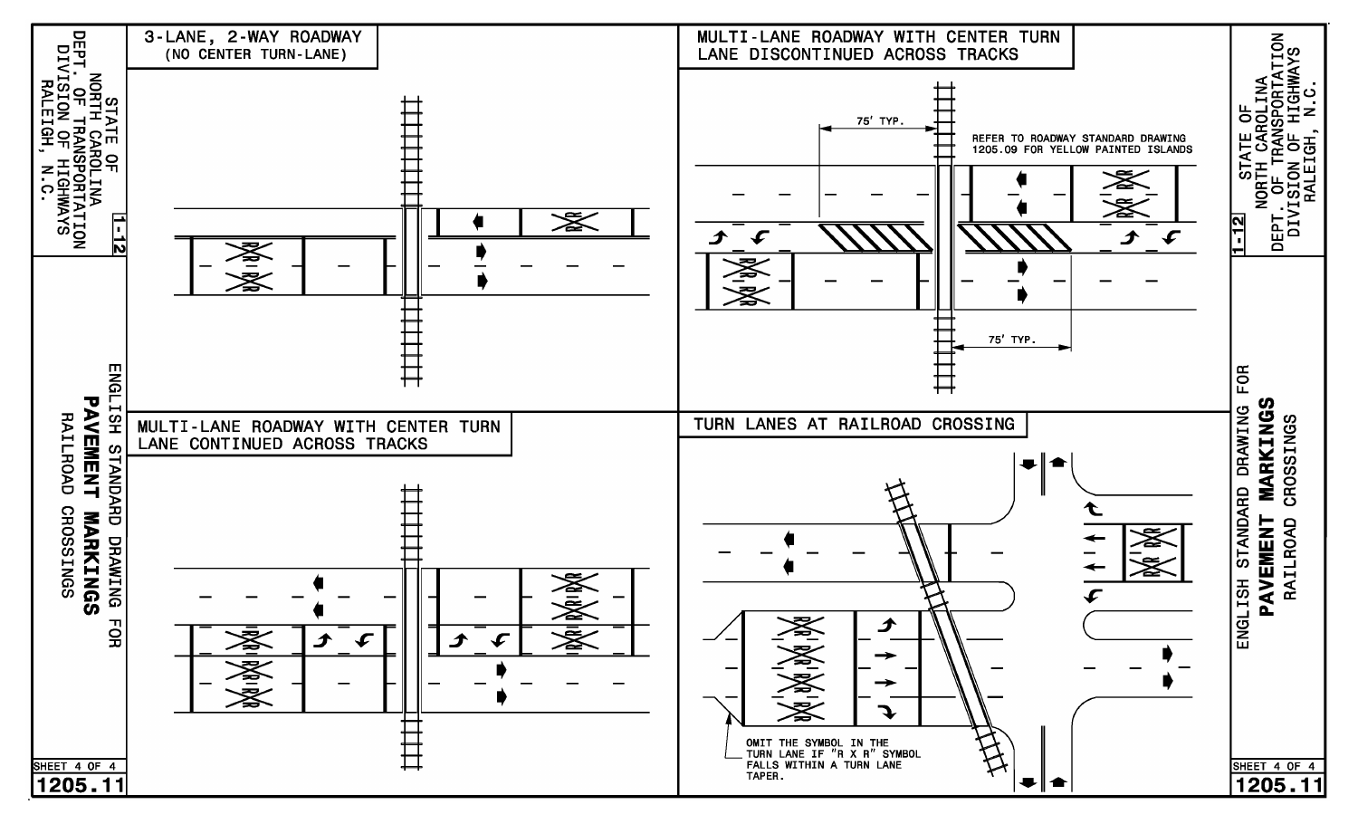STATE OF NORTH CAROLINA
DEPT. OF TRANSPORTATION
DIVISION OF HIGHWAYS
RALEIGH, N.C.

ENGLISH STANDARD DRAWING FOR
**PAVEMENT MARKINGS**
RAILROAD CROSSINGS

SHEET 4 OF 4

1205.11

## 3-LANE, 2-WAY ROADWAY (NO CENTER TURN-LANE)

## MULTI-LANE ROADWAY WITH CENTER TURN LANE DISCONTINUED ACROSS TRACKS

75' TYP.

REFER TO ROADWAY STANDARD DRAWING 1205.09 FOR YELLOW PAINTED ISLANDS

75' TYP.

## MULTI-LANE ROADWAY WITH CENTER TURN LANE CONTINUED ACROSS TRACKS

## TURN LANES AT RAILROAD CROSSING

OMIT THE SYMBOL IN THE TURN LANE IF "R X R" SYMBOL FALLS WITHIN A TURN LANE TAPER.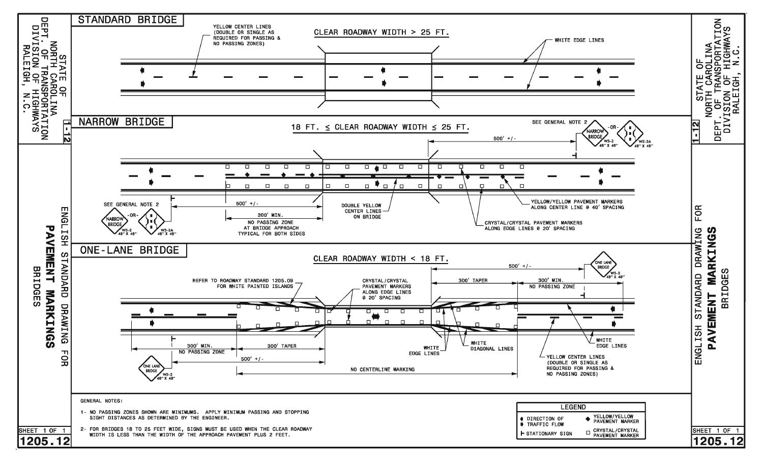# ENGLISH STANDARD DRAWING FOR PAVEMENT MARKINGS

## BRIDGES

STATE OF NORTH CAROLINA
DEPT. OF TRANSPORTATION
DIVISION OF HIGHWAYS
RALEIGH, N.C.

### STANDARD BRIDGE

CLEAR ROADWAY WIDTH > 25 FT.

YELLOW CENTER LINES (DOUBLE OR SINGLE AS REQUIRED FOR PASSING & NO PASSING ZONES)

WHITE EDGE LINES

### NARROW BRIDGE

18 FT. ≤ CLEAR ROADWAY WIDTH ≤ 25 FT.

SEE GENERAL NOTE 2

NARROW BRIDGE W5-2 48" X 48" -OR- W5-2A 48" X 48"

500' +/-

300' MIN.

NO PASSING ZONE AT BRIDGE APPROACH TYPICAL FOR BOTH SIDES

DOUBLE YELLOW CENTER LINES ON BRIDGE

YELLOW/YELLOW PAVEMENT MARKERS ALONG CENTER LINE @ 40' SPACING

CRYSTAL/CRYSTAL PAVEMENT MARKERS ALONG EDGE LINES @ 20' SPACING

### ONE-LANE BRIDGE

CLEAR ROADWAY WIDTH < 18 FT.

REFER TO ROADWAY STANDARD 1205.09 FOR WHITE PAINTED ISLANDS

CRYSTAL/CRYSTAL PAVEMENT MARKERS ALONG EDGE LINES @ 20' SPACING

ONE LANE BRIDGE W5-3 48" X 48"

500' +/-

300' TAPER

300' MIN.

NO PASSING ZONE

WHITE EDGE LINES

WHITE DIAGONAL LINES

YELLOW CENTER LINES (DOUBLE OR SINGLE AS REQUIRED FOR PASSING & NO PASSING ZONES)

NO CENTERLINE MARKING

GENERAL NOTES:

1- NO PASSING ZONES SHOWN ARE MINIMUMS. APPLY MINIMUM PASSING AND STOPPING SIGHT DISTANCES AS DETERMINED BY THE ENGINEER.

2- FOR BRIDGES 18 TO 25 FEET WIDE, SIGNS MUST BE USED WHEN THE CLEAR ROADWAY WIDTH IS LESS THAN THE WIDTH OF THE APPROACH PAVEMENT PLUS 2 FEET.

| LEGEND | |
|---|---|
| DIRECTION OF TRAFFIC FLOW | YELLOW/YELLOW PAVEMENT MARKER |
| STATIONARY SIGN | CRYSTAL/CRYSTAL PAVEMENT MARKER |

SHEET 1 OF 1

1205.12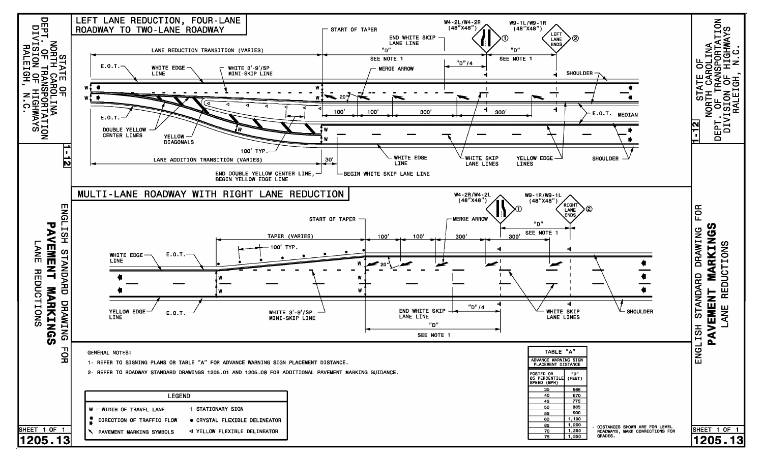# LEFT LANE REDUCTION, FOUR-LANE ROADWAY TO TWO-LANE ROADWAY

W4-2L/W4-2R (48"X48") ①

W9-1L/W9-1R (48"X48") ② LEFT LANE ENDS

START OF TAPER

END WHITE SKIP LANE LINE

LANE REDUCTION TRANSITION (VARIES)

"D" SEE NOTE 1

"D"/4

"D" SEE NOTE 1

E.O.T.

WHITE EDGE LINE

WHITE 3'-9'/SP MINI-SKIP LINE

MERGE ARROW

SHOULDER

20°

100' 100' 300' 300'

E.O.T. MEDIAN

E.O.T.

DOUBLE YELLOW CENTER LINES

YELLOW DIAGONALS

100' TYP.

LANE ADDITION TRANSITION (VARIES)

30'

END DOUBLE YELLOW CENTER LINE, BEGIN YELLOW EDGE LINE

BEGIN WHITE SKIP LANE LINE

WHITE EDGE LINE

WHITE SKIP LANE LINES

YELLOW EDGE LINES

SHOULDER

# MULTI-LANE ROADWAY WITH RIGHT LANE REDUCTION

W4-2R/W4-2L (48"X48") ①

W9-1R/W9-1L (48"X48") ② RIGHT LANE ENDS

START OF TAPER

MERGE ARROW

"D" SEE NOTE 1

TAPER (VARIES)

100' TYP.

100' 100' 300' 300'

WHITE EDGE LINE

E.O.T.

20°

YELLOW EDGE LINE

E.O.T.

WHITE 3'-9'/SP MINI-SKIP LINE

END WHITE SKIP LANE LINE

"D"/4

"D" SEE NOTE 1

WHITE SKIP LANE LINES

SHOULDER

GENERAL NOTES:

1- REFER TO SIGNING PLANS OR TABLE "A" FOR ADVANCE WARNING SIGN PLACEMENT DISTANCE.

2- REFER TO ROADWAY STANDARD DRAWINGS 1205.01 AND 1205.08 FOR ADDITIONAL PAVEMENT MARKING GUIDANCE.

| LEGEND | |
|---|---|
| W = WIDTH OF TRAVEL LANE | ⊣ STATIONARY SIGN |
| DIRECTION OF TRAFFIC FLOW | ● CRYSTAL FLEXIBLE DELINEATOR |
| PAVEMENT MARKING SYMBOLS | ◁ YELLOW FLEXIBLE DELINEATOR |

TABLE "A" — ADVANCE WARNING SIGN PLACEMENT DISTANCE

| POSTED OR 85 PERCENTILE SPEED (MPH) | "D" (FEET) |
|---|---|
| 35 | 565 |
| 40 | 670 |
| 45 | 775 |
| 50 | 885 |
| 55 | 990 |
| 60 | 1,100 |
| 65 | 1,200 |
| 70 | 1,250 |
| 75 | 1,350 |

- DISTANCES SHOWN ARE FOR LEVEL ROADWAYS, MAKE CORRECTIONS FOR GRADES.

STATE OF NORTH CAROLINA DEPT. OF TRANSPORTATION DIVISION OF HIGHWAYS RALEIGH, N.C.

ENGLISH STANDARD DRAWING FOR **PAVEMENT MARKINGS** LANE REDUCTIONS

SHEET 1 OF 1

1205.13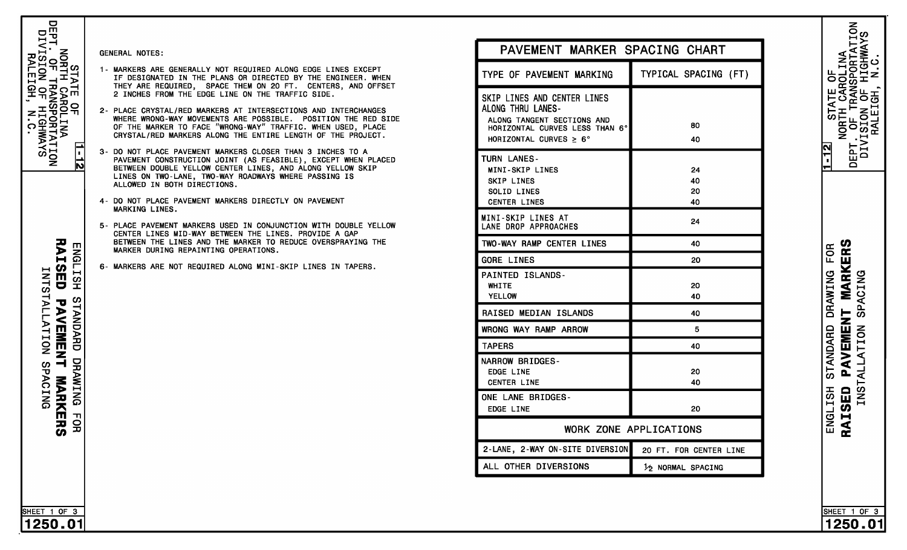## GENERAL NOTES:

1- MARKERS ARE GENERALLY NOT REQUIRED ALONG EDGE LINES EXCEPT IF DESIGNATED IN THE PLANS OR DIRECTED BY THE ENGINEER. WHEN THEY ARE REQUIRED, SPACE THEM ON 20 FT. CENTERS, AND OFFSET 2 INCHES FROM THE EDGE LINE ON THE TRAFFIC SIDE.

2- PLACE CRYSTAL/RED MARKERS AT INTERSECTIONS AND INTERCHANGES WHERE WRONG-WAY MOVEMENTS ARE POSSIBLE. POSITION THE RED SIDE OF THE MARKER TO FACE "WRONG-WAY" TRAFFIC. WHEN USED, PLACE CRYSTAL/RED MARKERS ALONG THE ENTIRE LENGTH OF THE PROJECT.

3- DO NOT PLACE PAVEMENT MARKERS CLOSER THAN 3 INCHES TO A PAVEMENT CONSTRUCTION JOINT (AS FEASIBLE), EXCEPT WHEN PLACED BETWEEN DOUBLE YELLOW CENTER LINES, AND ALONG YELLOW SKIP LINES ON TWO-LANE, TWO-WAY ROADWAYS WHERE PASSING IS ALLOWED IN BOTH DIRECTIONS.

4- DO NOT PLACE PAVEMENT MARKERS DIRECTLY ON PAVEMENT MARKING LINES.

5- PLACE PAVEMENT MARKERS USED IN CONJUNCTION WITH DOUBLE YELLOW CENTER LINES MID-WAY BETWEEN THE LINES. PROVIDE A GAP BETWEEN THE LINES AND THE MARKER TO REDUCE OVERSPRAYING THE MARKER DURING REPAINTING OPERATIONS.

6- MARKERS ARE NOT REQUIRED ALONG MINI-SKIP LINES IN TAPERS.

## PAVEMENT MARKER SPACING CHART

| TYPE OF PAVEMENT MARKING | TYPICAL SPACING (FT) |
|---|---|
| SKIP LINES AND CENTER LINES ALONG THRU LANES- | |
| ALONG TANGENT SECTIONS AND HORIZONTAL CURVES LESS THAN 6° | 80 |
| HORIZONTAL CURVES ≥ 6° | 40 |
| TURN LANES- | |
| MINI-SKIP LINES | 24 |
| SKIP LINES | 40 |
| SOLID LINES | 20 |
| CENTER LINES | 40 |
| MINI-SKIP LINES AT LANE DROP APPROACHES | 24 |
| TWO-WAY RAMP CENTER LINES | 40 |
| GORE LINES | 20 |
| PAINTED ISLANDS- | |
| WHITE | 20 |
| YELLOW | 40 |
| RAISED MEDIAN ISLANDS | 40 |
| WRONG WAY RAMP ARROW | 5 |
| TAPERS | 40 |
| NARROW BRIDGES- | |
| EDGE LINE | 20 |
| CENTER LINE | 40 |
| ONE LANE BRIDGES- | |
| EDGE LINE | 20 |
| **WORK ZONE APPLICATIONS** | |
| 2-LANE, 2-WAY ON-SITE DIVERSION | 20 FT. FOR CENTER LINE |
| ALL OTHER DIVERSIONS | ½ NORMAL SPACING |

STATE OF NORTH CAROLINA
DEPT. OF TRANSPORTATION
DIVISION OF HIGHWAYS
RALEIGH, N.C.

1-12

ENGLISH STANDARD DRAWING FOR
**RAISED PAVEMENT MARKERS**
INSTALLATION SPACING

SHEET 1 OF 3

1250.01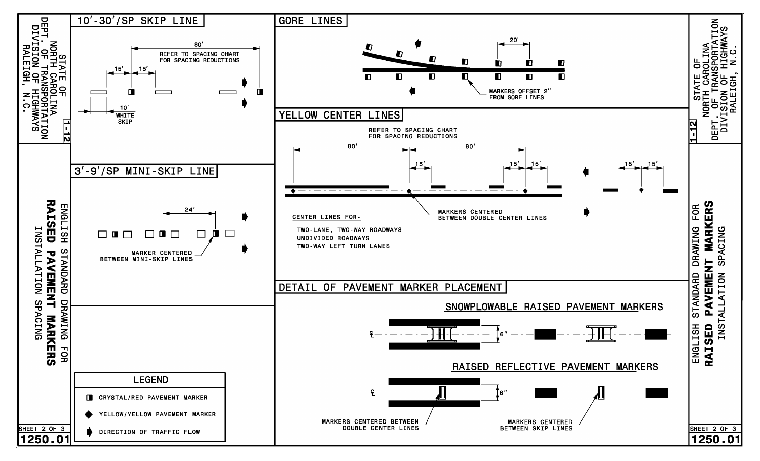STATE OF NORTH CAROLINA
DEPT. OF TRANSPORTATION
DIVISION OF HIGHWAYS
RALEIGH, N.C.

1-12

ENGLISH STANDARD DRAWING FOR
**RAISED PAVEMENT MARKERS**
INSTALLATION SPACING

SHEET 2 OF 3

1250.01

## 10'-30'/SP SKIP LINE

80'

REFER TO SPACING CHART FOR SPACING REDUCTIONS

15'

15'

10' WHITE SKIP

## 3'-9'/SP MINI-SKIP LINE

24'

MARKER CENTERED BETWEEN MINI-SKIP LINES

## LEGEND

- CRYSTAL/RED PAVEMENT MARKER
- YELLOW/YELLOW PAVEMENT MARKER
- DIRECTION OF TRAFFIC FLOW

## GORE LINES

20'

MARKERS OFFSET 2" FROM GORE LINES

## YELLOW CENTER LINES

REFER TO SPACING CHART FOR SPACING REDUCTIONS

80'

80'

15'

15'

15'

15'

15'

MARKERS CENTERED BETWEEN DOUBLE CENTER LINES

CENTER LINES FOR-

- TWO-LANE, TWO-WAY ROADWAYS
- UNDIVIDED ROADWAYS
- TWO-WAY LEFT TURN LANES

## DETAIL OF PAVEMENT MARKER PLACEMENT

### SNOWPLOWABLE RAISED PAVEMENT MARKERS

℄

6"

### RAISED REFLECTIVE PAVEMENT MARKERS

℄

6"

MARKERS CENTERED BETWEEN DOUBLE CENTER LINES

MARKERS CENTERED BETWEEN SKIP LINES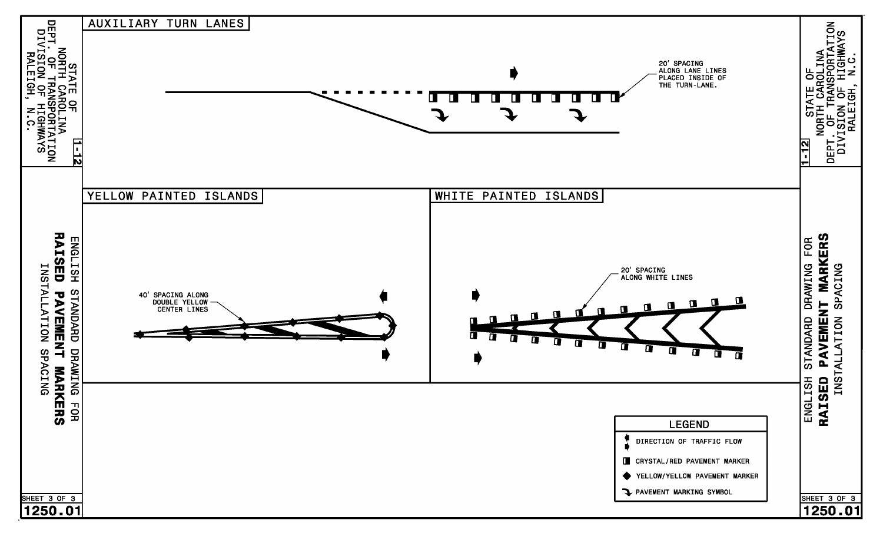STATE OF NORTH CAROLINA
DEPT. OF TRANSPORTATION
DIVISION OF HIGHWAYS
RALEIGH, N.C.

1-12

ENGLISH STANDARD DRAWING FOR
**RAISED PAVEMENT MARKERS**
INSTALLATION SPACING

## AUXILIARY TURN LANES

20' SPACING ALONG LANE LINES PLACED INSIDE OF THE TURN-LANE.

## YELLOW PAINTED ISLANDS

40' SPACING ALONG DOUBLE YELLOW CENTER LINES

## WHITE PAINTED ISLANDS

20' SPACING ALONG WHITE LINES

## LEGEND

- DIRECTION OF TRAFFIC FLOW
- CRYSTAL/RED PAVEMENT MARKER
- YELLOW/YELLOW PAVEMENT MARKER
- PAVEMENT MARKING SYMBOL

SHEET 3 OF 3

1250.01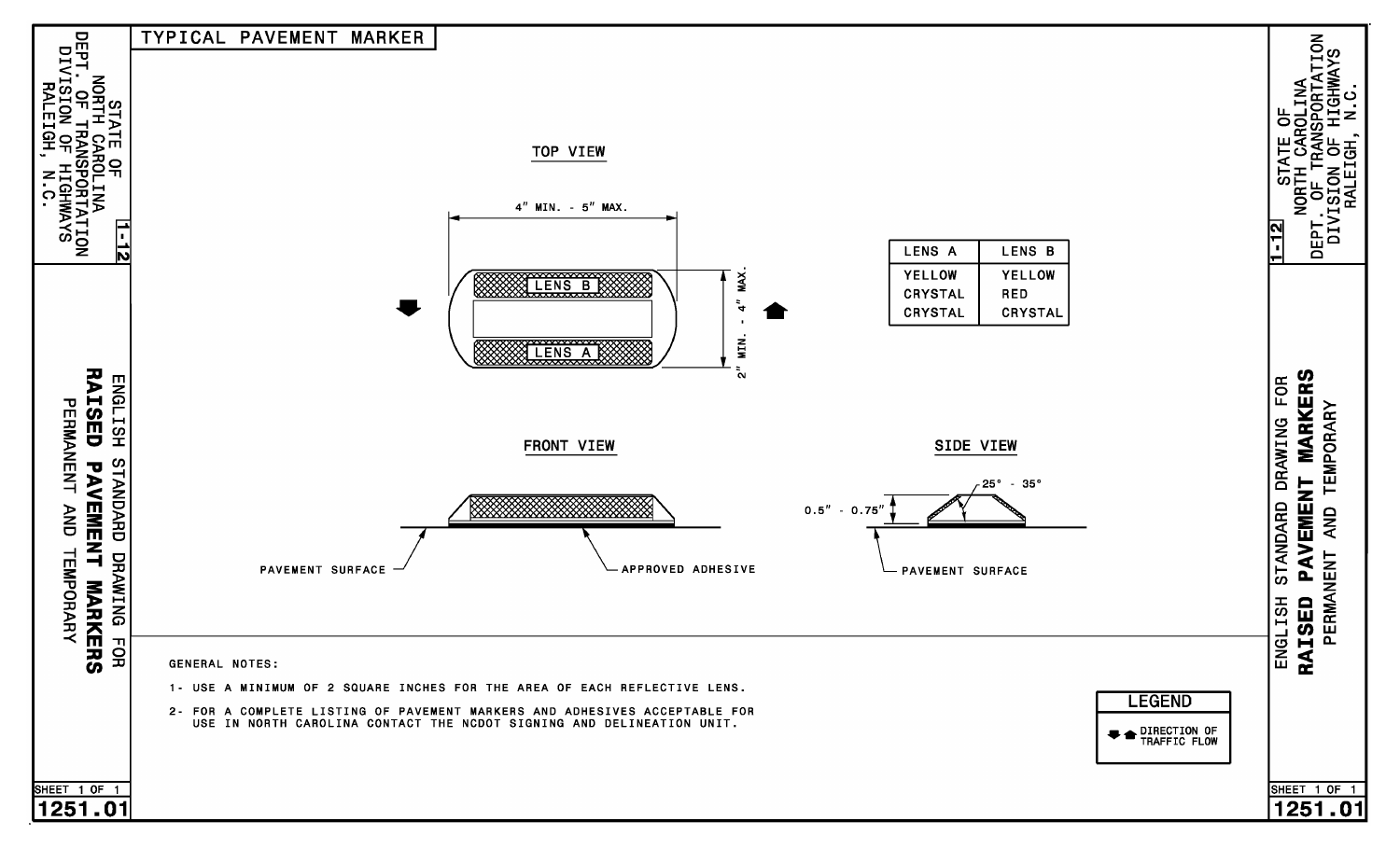# TYPICAL PAVEMENT MARKER

STATE OF NORTH CAROLINA
DEPT. OF TRANSPORTATION
DIVISION OF HIGHWAYS
RALEIGH, N.C.

1-12

ENGLISH STANDARD DRAWING FOR
**RAISED PAVEMENT MARKERS**
PERMANENT AND TEMPORARY

## TOP VIEW

4" MIN. - 5" MAX.

2" MIN. - 4" MAX.

LENS B

LENS A

| LENS A | LENS B |
|---|---|
| YELLOW | YELLOW |
| CRYSTAL | RED |
| CRYSTAL | CRYSTAL |

## FRONT VIEW

PAVEMENT SURFACE

APPROVED ADHESIVE

## SIDE VIEW

25° - 35°

0.5" - 0.75"

PAVEMENT SURFACE

GENERAL NOTES:

1- USE A MINIMUM OF 2 SQUARE INCHES FOR THE AREA OF EACH REFLECTIVE LENS.

2- FOR A COMPLETE LISTING OF PAVEMENT MARKERS AND ADHESIVES ACCEPTABLE FOR USE IN NORTH CAROLINA CONTACT THE NCDOT SIGNING AND DELINEATION UNIT.

LEGEND

DIRECTION OF TRAFFIC FLOW

SHEET 1 OF 1

1251.01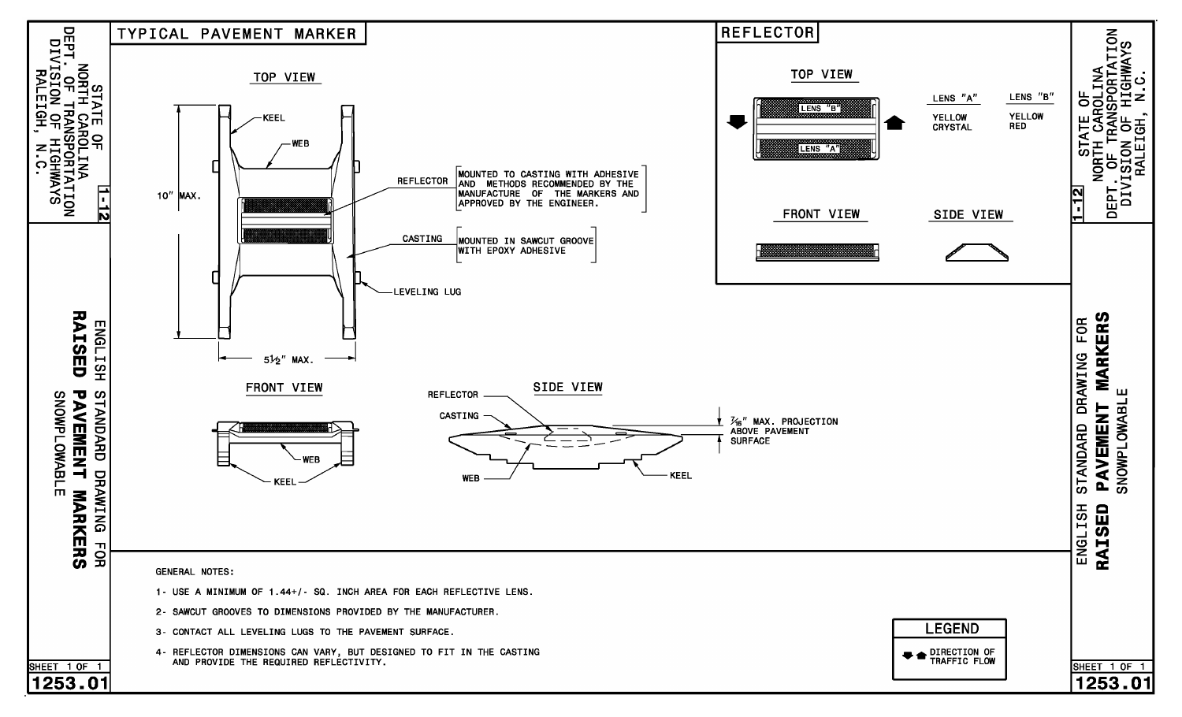STATE OF NORTH CAROLINA
DEPT. OF TRANSPORTATION
DIVISION OF HIGHWAYS
RALEIGH, N.C.

1-12

# ENGLISH STANDARD DRAWING FOR RAISED PAVEMENT MARKERS

SNOWPLOWABLE

SHEET 1 OF 1

1253.01

## TYPICAL PAVEMENT MARKER

### TOP VIEW

KEEL

WEB

10" MAX.

REFLECTOR — MOUNTED TO CASTING WITH ADHESIVE AND METHODS RECOMMENDED BY THE MANUFACTURE OF THE MARKERS AND APPROVED BY THE ENGINEER.

CASTING — MOUNTED IN SAWCUT GROOVE WITH EPOXY ADHESIVE

LEVELING LUG

5½" MAX.

### FRONT VIEW

WEB

KEEL

### SIDE VIEW

REFLECTOR

CASTING

WEB

KEEL

7/16" MAX. PROJECTION ABOVE PAVEMENT SURFACE

## REFLECTOR

### TOP VIEW

LENS "B"

LENS "A"

| LENS "A" | LENS "B" |
| --- | --- |
| YELLOW | YELLOW |
| CRYSTAL | RED |

### FRONT VIEW

### SIDE VIEW

GENERAL NOTES:

1- USE A MINIMUM OF 1.44+/- SQ. INCH AREA FOR EACH REFLECTIVE LENS.

2- SAWCUT GROOVES TO DIMENSIONS PROVIDED BY THE MANUFACTURER.

3- CONTACT ALL LEVELING LUGS TO THE PAVEMENT SURFACE.

4- REFLECTOR DIMENSIONS CAN VARY, BUT DESIGNED TO FIT IN THE CASTING AND PROVIDE THE REQUIRED REFLECTIVITY.

LEGEND

DIRECTION OF TRAFFIC FLOW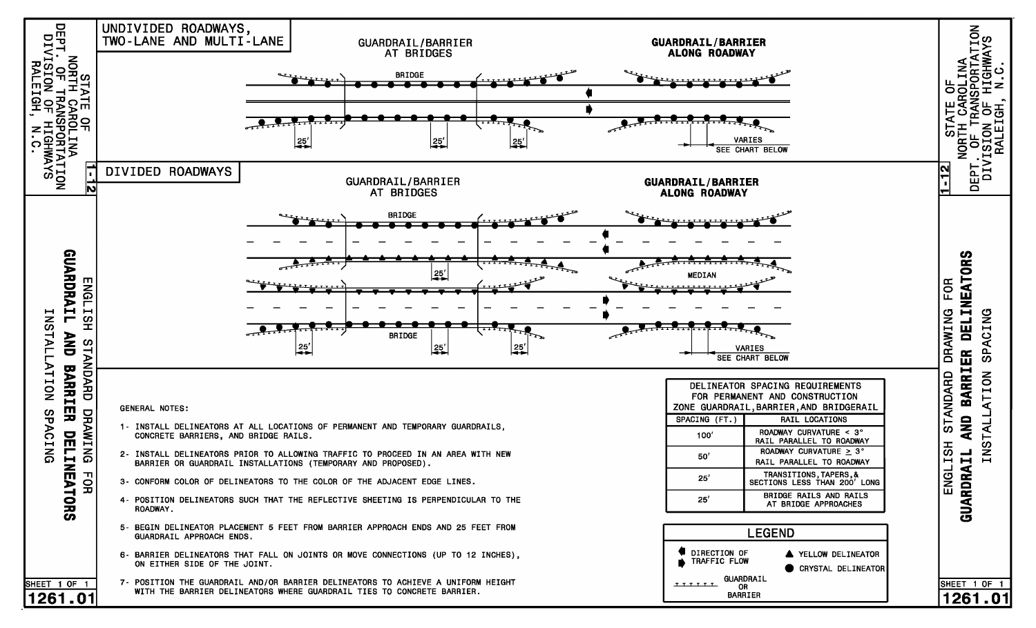# STATE OF NORTH CAROLINA DEPT. OF TRANSPORTATION DIVISION OF HIGHWAYS RALEIGH, N.C.

## ENGLISH STANDARD DRAWING FOR GUARDRAIL AND BARRIER DELINEATORS INSTALLATION SPACING

### UNDIVIDED ROADWAYS, TWO-LANE AND MULTI-LANE

GUARDRAIL/BARRIER AT BRIDGES

BRIDGE

25' 25' 25'

**GUARDRAIL/BARRIER ALONG ROADWAY**

VARIES SEE CHART BELOW

### DIVIDED ROADWAYS

GUARDRAIL/BARRIER AT BRIDGES

BRIDGE

25'

BRIDGE

25' 25' 25'

**GUARDRAIL/BARRIER ALONG ROADWAY**

MEDIAN

VARIES SEE CHART BELOW

### GENERAL NOTES:

1- INSTALL DELINEATORS AT ALL LOCATIONS OF PERMANENT AND TEMPORARY GUARDRAILS, CONCRETE BARRIERS, AND BRIDGE RAILS.

2- INSTALL DELINEATORS PRIOR TO ALLOWING TRAFFIC TO PROCEED IN AN AREA WITH NEW BARRIER OR GUARDRAIL INSTALLATIONS (TEMPORARY AND PROPOSED).

3- CONFORM COLOR OF DELINEATORS TO THE COLOR OF THE ADJACENT EDGE LINES.

4- POSITION DELINEATORS SUCH THAT THE REFLECTIVE SHEETING IS PERPENDICULAR TO THE ROADWAY.

5- BEGIN DELINEATOR PLACEMENT 5 FEET FROM BARRIER APPROACH ENDS AND 25 FEET FROM GUARDRAIL APPROACH ENDS.

6- BARRIER DELINEATORS THAT FALL ON JOINTS OR MOVE CONNECTIONS (UP TO 12 INCHES), ON EITHER SIDE OF THE JOINT.

7- POSITION THE GUARDRAIL AND/OR BARRIER DELINEATORS TO ACHIEVE A UNIFORM HEIGHT WITH THE BARRIER DELINEATORS WHERE GUARDRAIL TIES TO CONCRETE BARRIER.

DELINEATOR SPACING REQUIREMENTS FOR PERMANENT AND CONSTRUCTION ZONE GUARDRAIL, BARRIER, AND BRIDGERAIL

| SPACING (FT.) | RAIL LOCATIONS |
|---|---|
| 100' | ROADWAY CURVATURE < 3° RAIL PARALLEL TO ROADWAY |
| 50' | ROADWAY CURVATURE ≥ 3° RAIL PARALLEL TO ROADWAY |
| 25' | TRANSITIONS, TAPERS, & SECTIONS LESS THAN 200' LONG |
| 25' | BRIDGE RAILS AND RAILS AT BRIDGE APPROACHES |

### LEGEND

- DIRECTION OF TRAFFIC FLOW
- YELLOW DELINEATOR
- CRYSTAL DELINEATOR
- GUARDRAIL OR BARRIER

SHEET 1 OF 1

1261.01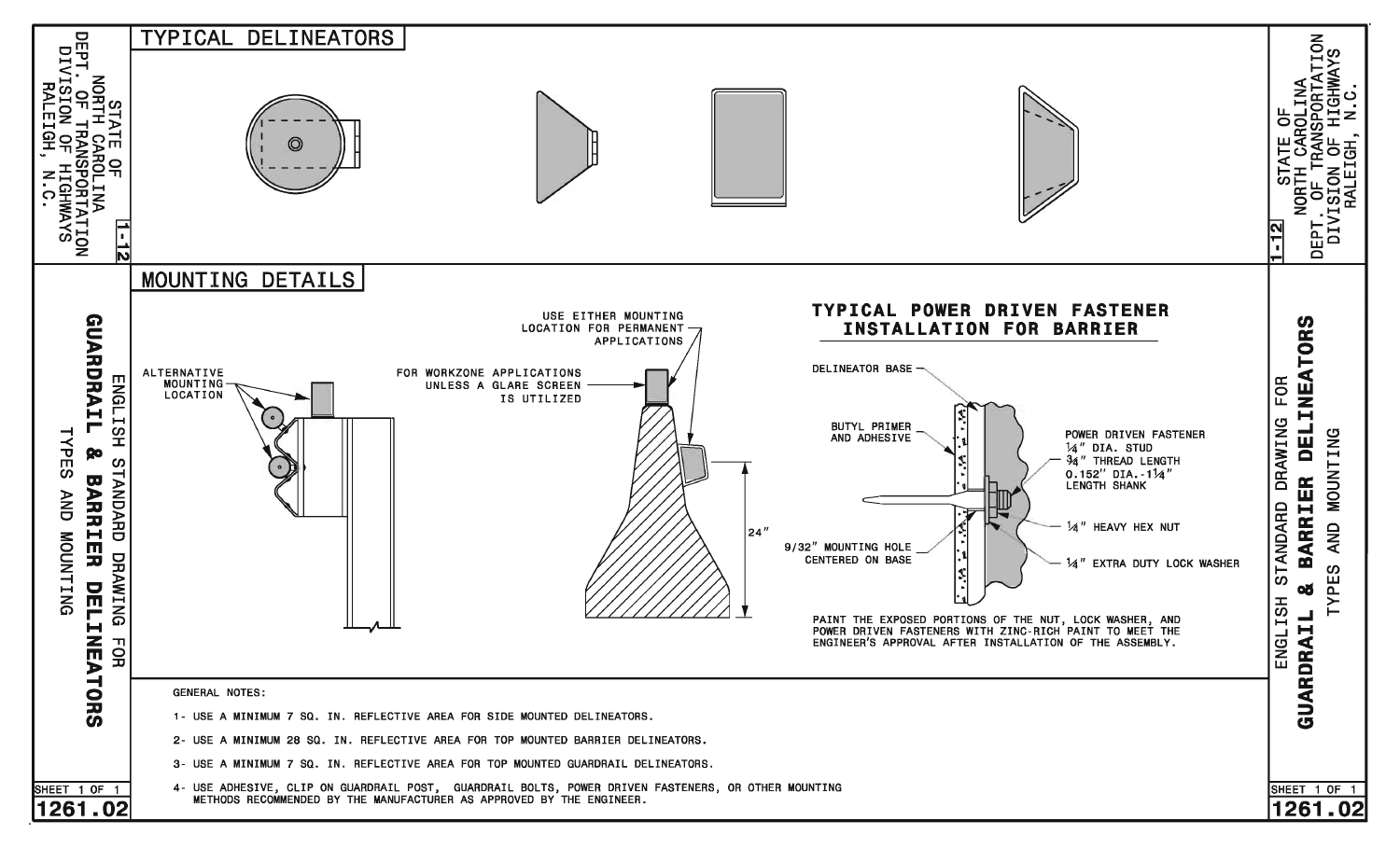STATE OF NORTH CAROLINA
DEPT. OF TRANSPORTATION
DIVISION OF HIGHWAYS
RALEIGH, N.C.

ENGLISH STANDARD DRAWING FOR

# GUARDRAIL & BARRIER DELINEATORS

TYPES AND MOUNTING

## TYPICAL DELINEATORS

## MOUNTING DETAILS

ALTERNATIVE MOUNTING LOCATION

FOR WORKZONE APPLICATIONS UNLESS A GLARE SCREEN IS UTILIZED

USE EITHER MOUNTING LOCATION FOR PERMANENT APPLICATIONS

24"

### TYPICAL POWER DRIVEN FASTENER INSTALLATION FOR BARRIER

DELINEATOR BASE

BUTYL PRIMER AND ADHESIVE

9/32" MOUNTING HOLE CENTERED ON BASE

POWER DRIVEN FASTENER
¼" DIA. STUD
¾" THREAD LENGTH
0.152" DIA.-1¼" LENGTH SHANK

¼" HEAVY HEX NUT

¼" EXTRA DUTY LOCK WASHER

PAINT THE EXPOSED PORTIONS OF THE NUT, LOCK WASHER, AND POWER DRIVEN FASTENERS WITH ZINC-RICH PAINT TO MEET THE ENGINEER'S APPROVAL AFTER INSTALLATION OF THE ASSEMBLY.

GENERAL NOTES:

1- USE A MINIMUM 7 SQ. IN. REFLECTIVE AREA FOR SIDE MOUNTED DELINEATORS.

2- USE A MINIMUM 28 SQ. IN. REFLECTIVE AREA FOR TOP MOUNTED BARRIER DELINEATORS.

3- USE A MINIMUM 7 SQ. IN. REFLECTIVE AREA FOR TOP MOUNTED GUARDRAIL DELINEATORS.

4- USE ADHESIVE, CLIP ON GUARDRAIL POST, GUARDRAIL BOLTS, POWER DRIVEN FASTENERS, OR OTHER MOUNTING METHODS RECOMMENDED BY THE MANUFACTURER AS APPROVED BY THE ENGINEER.

1-12

SHEET 1 OF 1

1261.02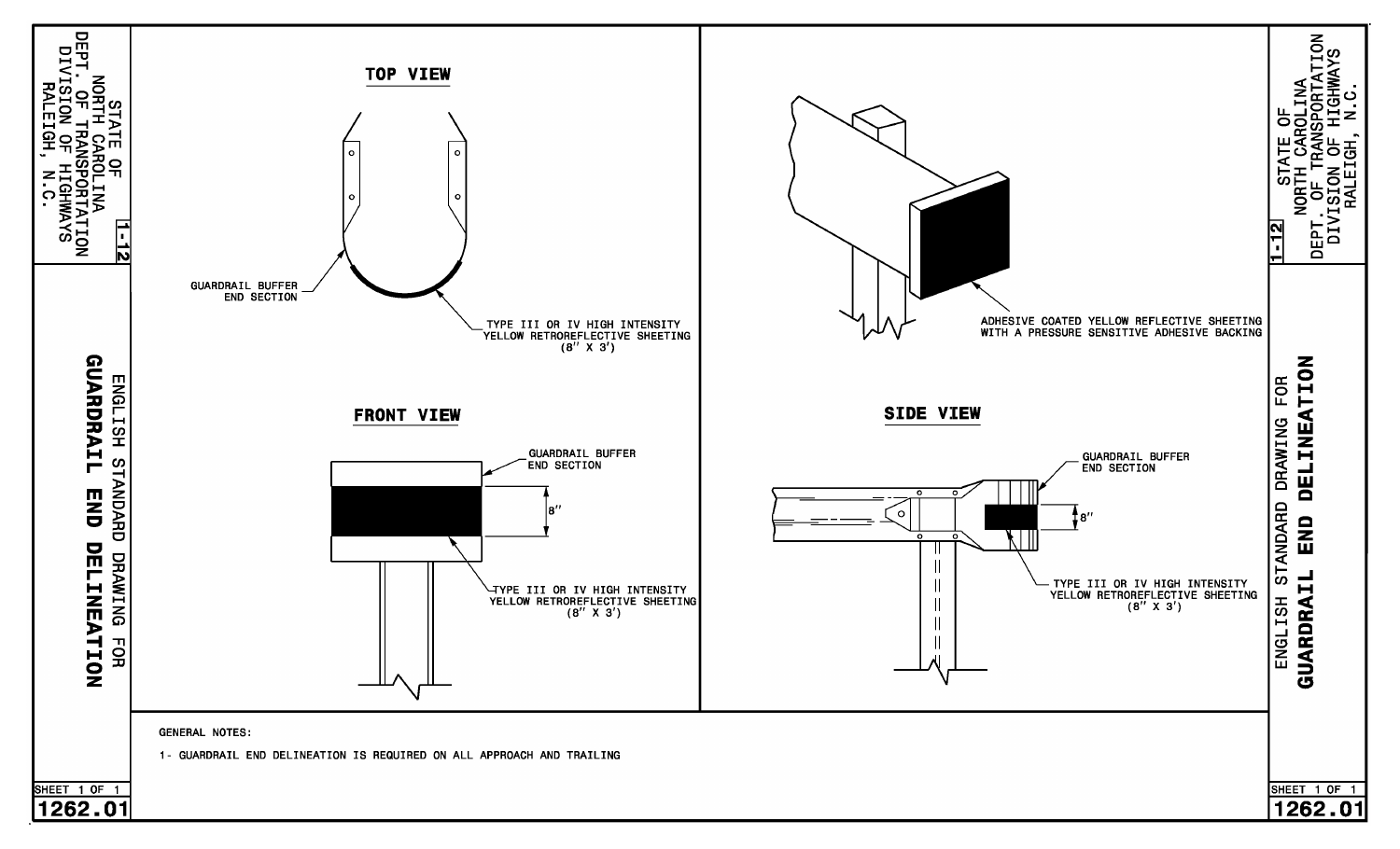STATE OF NORTH CAROLINA
DEPT. OF TRANSPORTATION
DIVISION OF HIGHWAYS
RALEIGH, N.C.

1-12

# ENGLISH STANDARD DRAWING FOR GUARDRAIL END DELINEATION

## TOP VIEW

GUARDRAIL BUFFER END SECTION

TYPE III OR IV HIGH INTENSITY YELLOW RETROREFLECTIVE SHEETING (8" X 3')

ADHESIVE COATED YELLOW REFLECTIVE SHEETING WITH A PRESSURE SENSITIVE ADHESIVE BACKING

## FRONT VIEW

GUARDRAIL BUFFER END SECTION

8"

TYPE III OR IV HIGH INTENSITY YELLOW RETROREFLECTIVE SHEETING (8" X 3')

## SIDE VIEW

GUARDRAIL BUFFER END SECTION

8"

TYPE III OR IV HIGH INTENSITY YELLOW RETROREFLECTIVE SHEETING (8" X 3')

GENERAL NOTES:

1- GUARDRAIL END DELINEATION IS REQUIRED ON ALL APPROACH AND TRAILING

SHEET 1 OF 1

1262.01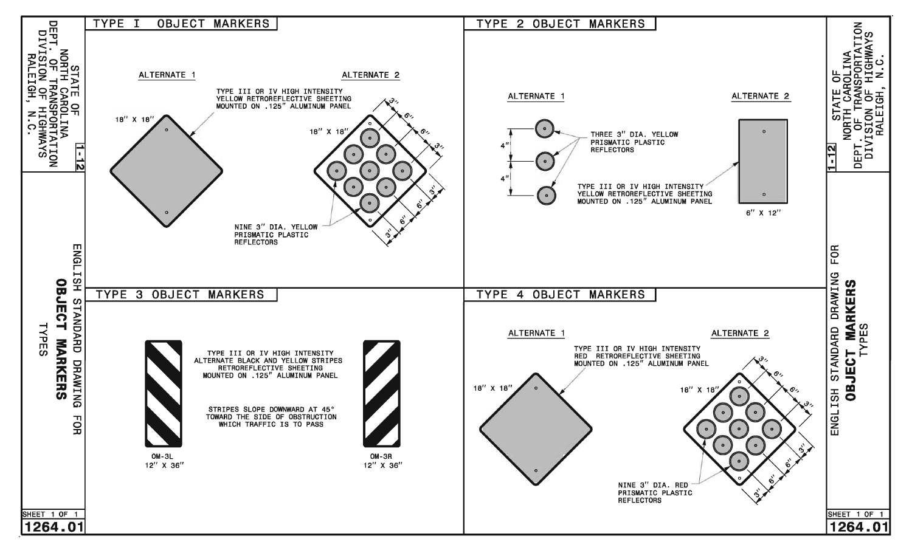# ENGLISH STANDARD DRAWING FOR OBJECT MARKERS TYPES

STATE OF NORTH CAROLINA
DEPT. OF TRANSPORTATION
DIVISION OF HIGHWAYS
RALEIGH, N.C.

1-12

## TYPE I OBJECT MARKERS

ALTERNATE 1

18" X 18"

TYPE III OR IV HIGH INTENSITY YELLOW RETROREFLECTIVE SHEETING MOUNTED ON .125" ALUMINUM PANEL

ALTERNATE 2

18" X 18"

3" 6" 6" 3"

NINE 3" DIA. YELLOW PRISMATIC PLASTIC REFLECTORS

## TYPE 2 OBJECT MARKERS

ALTERNATE 1

4" 4"

THREE 3" DIA. YELLOW PRISMATIC PLASTIC REFLECTORS

ALTERNATE 2

TYPE III OR IV HIGH INTENSITY YELLOW RETROREFLECTIVE SHEETING MOUNTED ON .125" ALUMINUM PANEL

6" X 12"

## TYPE 3 OBJECT MARKERS

TYPE III OR IV HIGH INTENSITY ALTERNATE BLACK AND YELLOW STRIPES RETROREFLECTIVE SHEETING MOUNTED ON .125" ALUMINUM PANEL

STRIPES SLOPE DOWNWARD AT 45° TOWARD THE SIDE OF OBSTRUCTION WHICH TRAFFIC IS TO PASS

OM-3L
12" X 36"

OM-3R
12" X 36"

## TYPE 4 OBJECT MARKERS

ALTERNATE 1

18" X 18"

TYPE III OR IV HIGH INTENSITY RED RETROREFLECTIVE SHEETING MOUNTED ON .125" ALUMINUM PANEL

ALTERNATE 2

18" X 18"

3" 6" 6" 3"

NINE 3" DIA. RED PRISMATIC PLASTIC REFLECTORS

SHEET 1 OF 1

1264.01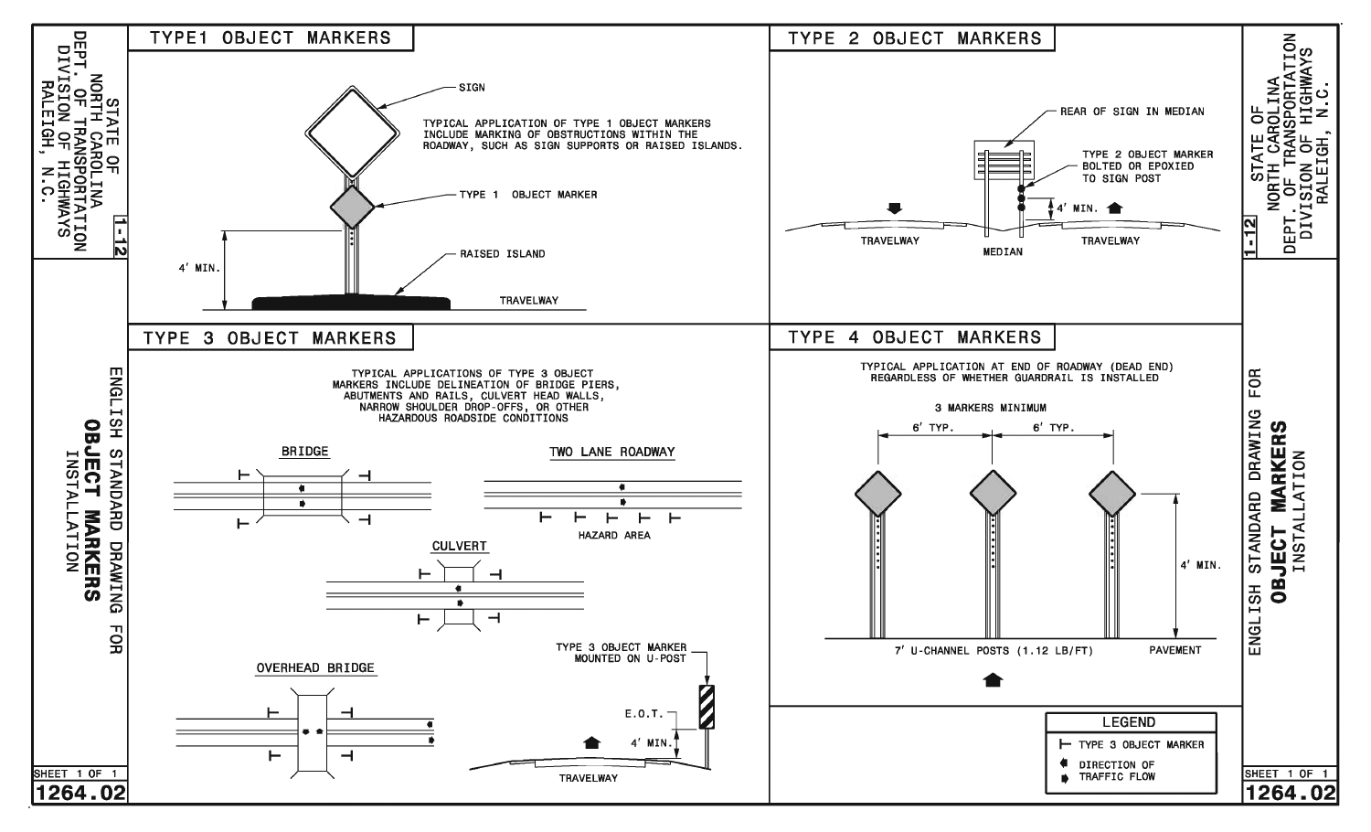STATE OF NORTH CAROLINA
DEPT. OF TRANSPORTATION
DIVISION OF HIGHWAYS
RALEIGH, N.C.

1-12

ENGLISH STANDARD DRAWING FOR
**OBJECT MARKERS**
INSTALLATION

SHEET 1 OF 1
**1264.02**

## TYPE1 OBJECT MARKERS

SIGN

TYPICAL APPLICATION OF TYPE 1 OBJECT MARKERS INCLUDE MARKING OF OBSTRUCTIONS WITHIN THE ROADWAY, SUCH AS SIGN SUPPORTS OR RAISED ISLANDS.

TYPE 1 OBJECT MARKER

4' MIN.

RAISED ISLAND

TRAVELWAY

## TYPE 2 OBJECT MARKERS

REAR OF SIGN IN MEDIAN

TYPE 2 OBJECT MARKER BOLTED OR EPOXIED TO SIGN POST

4' MIN.

TRAVELWAY

MEDIAN

TRAVELWAY

## TYPE 3 OBJECT MARKERS

TYPICAL APPLICATIONS OF TYPE 3 OBJECT MARKERS INCLUDE DELINEATION OF BRIDGE PIERS, ABUTMENTS AND RAILS, CULVERT HEAD WALLS, NARROW SHOULDER DROP-OFFS, OR OTHER HAZARDOUS ROADSIDE CONDITIONS

BRIDGE

TWO LANE ROADWAY

HAZARD AREA

CULVERT

OVERHEAD BRIDGE

TYPE 3 OBJECT MARKER MOUNTED ON U-POST

E.O.T.

4' MIN.

TRAVELWAY

## TYPE 4 OBJECT MARKERS

TYPICAL APPLICATION AT END OF ROADWAY (DEAD END) REGARDLESS OF WHETHER GUARDRAIL IS INSTALLED

3 MARKERS MINIMUM

6' TYP.

6' TYP.

4' MIN.

7' U-CHANNEL POSTS (1.12 LB/FT)

PAVEMENT

| LEGEND |
| --- |
| ⊢ TYPE 3 OBJECT MARKER |
| DIRECTION OF TRAFFIC FLOW |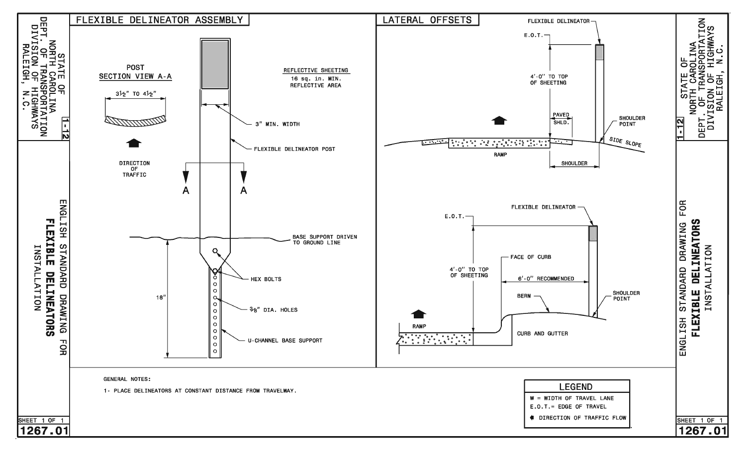# ENGLISH STANDARD DRAWING FOR FLEXIBLE DELINEATORS INSTALLATION

STATE OF NORTH CAROLINA
DEPT. OF TRANSPORTATION
DIVISION OF HIGHWAYS
RALEIGH, N.C.

1-12

## FLEXIBLE DELINEATOR ASSEMBLY

POST SECTION VIEW A-A

3½" TO 4½"

DIRECTION OF TRAFFIC

REFLECTIVE SHEETING
16 sq. in. MIN. REFLECTIVE AREA

3" MIN. WIDTH

FLEXIBLE DELINEATOR POST

A A

BASE SUPPORT DRIVEN TO GROUND LINE

HEX BOLTS

18"

⅜" DIA. HOLES

U-CHANNEL BASE SUPPORT

## LATERAL OFFSETS

FLEXIBLE DELINEATOR

E.O.T.

4'-0" TO TOP OF SHEETING

PAVED SHLD.

SHOULDER POINT

SIDE SLOPE

RAMP

SHOULDER

FLEXIBLE DELINEATOR

E.O.T.

FACE OF CURB

4'-0" TO TOP OF SHEETING

6'-0" RECOMMENDED

BERM

SHOULDER POINT

RAMP

CURB AND GUTTER

GENERAL NOTES:

1- PLACE DELINEATORS AT CONSTANT DISTANCE FROM TRAVELWAY.

**LEGEND**

W = WIDTH OF TRAVEL LANE
E.O.T.= EDGE OF TRAVEL
DIRECTION OF TRAFFIC FLOW

SHEET 1 OF 1

1267.01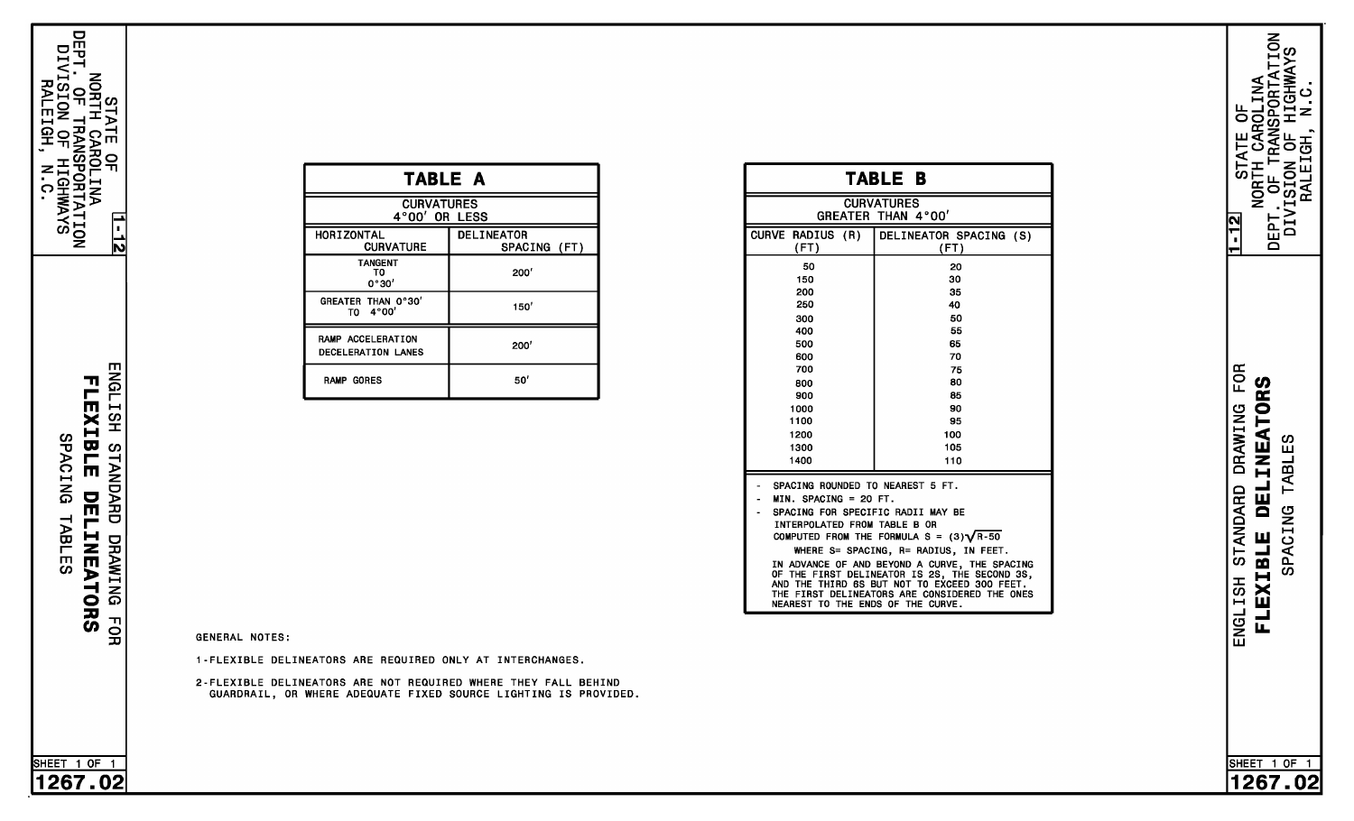# ENGLISH STANDARD DRAWING FOR FLEXIBLE DELINEATORS

## SPACING TABLES

STATE OF NORTH CAROLINA
DEPT. OF TRANSPORTATION
DIVISION OF HIGHWAYS
RALEIGH, N.C.

1-12

### TABLE A

| CURVATURES 4°00′ OR LESS | |
|---|---|
| HORIZONTAL CURVATURE | DELINEATOR SPACING (FT) |
| TANGENT TO 0°30′ | 200′ |
| GREATER THAN 0°30′ TO 4°00′ | 150′ |
| RAMP ACCELERATION DECELERATION LANES | 200′ |
| RAMP GORES | 50′ |

### TABLE B

| CURVATURES GREATER THAN 4°00′ | |
|---|---|
| CURVE RADIUS (R) (FT) | DELINEATOR SPACING (S) (FT) |
| 50 | 20 |
| 150 | 30 |
| 200 | 35 |
| 250 | 40 |
| 300 | 50 |
| 400 | 55 |
| 500 | 65 |
| 600 | 70 |
| 700 | 75 |
| 800 | 80 |
| 900 | 85 |
| 1000 | 90 |
| 1100 | 95 |
| 1200 | 100 |
| 1300 | 105 |
| 1400 | 110 |

- SPACING ROUNDED TO NEAREST 5 FT.
- MIN. SPACING = 20 FT.
- SPACING FOR SPECIFIC RADII MAY BE INTERPOLATED FROM TABLE B OR COMPUTED FROM THE FORMULA $S = (3)\sqrt{R-50}$

  WHERE S= SPACING, R= RADIUS, IN FEET.

IN ADVANCE OF AND BEYOND A CURVE, THE SPACING OF THE FIRST DELINEATOR IS 2S, THE SECOND 3S, AND THE THIRD 6S BUT NOT TO EXCEED 300 FEET. THE FIRST DELINEATORS ARE CONSIDERED THE ONES NEAREST TO THE ENDS OF THE CURVE.

GENERAL NOTES:

1-FLEXIBLE DELINEATORS ARE REQUIRED ONLY AT INTERCHANGES.

2-FLEXIBLE DELINEATORS ARE NOT REQUIRED WHERE THEY FALL BEHIND GUARDRAIL, OR WHERE ADEQUATE FIXED SOURCE LIGHTING IS PROVIDED.

SHEET 1 OF 1

1267.02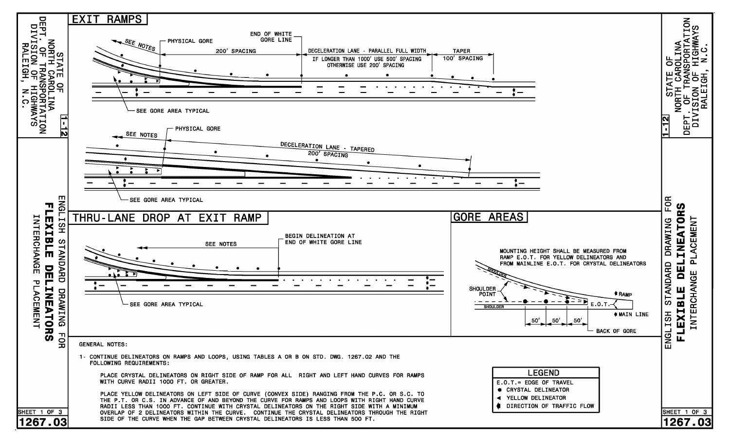# ENGLISH STANDARD DRAWING FOR FLEXIBLE DELINEATORS — INTERCHANGE PLACEMENT

STATE OF NORTH CAROLINA
DEPT. OF TRANSPORTATION
DIVISION OF HIGHWAYS
RALEIGH, N.C.

## EXIT RAMPS

SEE NOTES — PHYSICAL GORE — 200' SPACING — END OF WHITE GORE LINE — DECELERATION LANE - PARALLEL FULL WIDTH — IF LONGER THAN 1000' USE 500' SPACING OTHERWISE USE 200' SPACING — TAPER — 100' SPACING

SEE GORE AREA TYPICAL

SEE NOTES — PHYSICAL GORE — DECELERATION LANE - TAPERED — 200' SPACING

SEE GORE AREA TYPICAL

## THRU-LANE DROP AT EXIT RAMP

SEE NOTES — BEGIN DELINEATION AT END OF WHITE GORE LINE

SEE GORE AREA TYPICAL

## GORE AREAS

MOUNTING HEIGHT SHALL BE MEASURED FROM RAMP E.O.T. FOR YELLOW DELINEATORS AND FROM MAINLINE E.O.T. FOR CRYSTAL DELINEATORS

SHOULDER — SHOULDER POINT — SHOULDER — RAMP — E.O.T. — MAIN LINE — 50' — 50' — 50' — BACK OF GORE

GENERAL NOTES:

1- CONTINUE DELINEATORS ON RAMPS AND LOOPS, USING TABLES A OR B ON STD. DWG. 1267.02 AND THE FOLLOWING REQUIREMENTS:

PLACE CRYSTAL DELINEATORS ON RIGHT SIDE OF RAMP FOR ALL RIGHT AND LEFT HAND CURVES FOR RAMPS WITH CURVE RADII 1000 FT. OR GREATER.

PLACE YELLOW DELINEATORS ON LEFT SIDE OF CURVE (CONVEX SIDE) RANGING FROM THE P.C. OR S.C. TO THE P.T. OR C.S. IN ADVANCE OF AND BEYOND THE CURVE FOR RAMPS AND LOOPS WITH RIGHT HAND CURVE RADII LESS THAN 1000 FT. CONTINUE WITH CRYSTAL DELINEATORS ON THE RIGHT SIDE WITH A MINIMUM OVERLAP OF 2 DELINEATORS WITHIN THE CURVE. CONTINUE THE CRYSTAL DELINEATORS THROUGH THE RIGHT SIDE OF THE CURVE WHEN THE GAP BETWEEN CRYSTAL DELINEATORS IS LESS THAN 500 FT.

| LEGEND |
| --- |
| E.O.T.= EDGE OF TRAVEL |
| ● CRYSTAL DELINEATOR |
| ◄ YELLOW DELINEATOR |
| DIRECTION OF TRAFFIC FLOW |

SHEET 1 OF 3

1267.03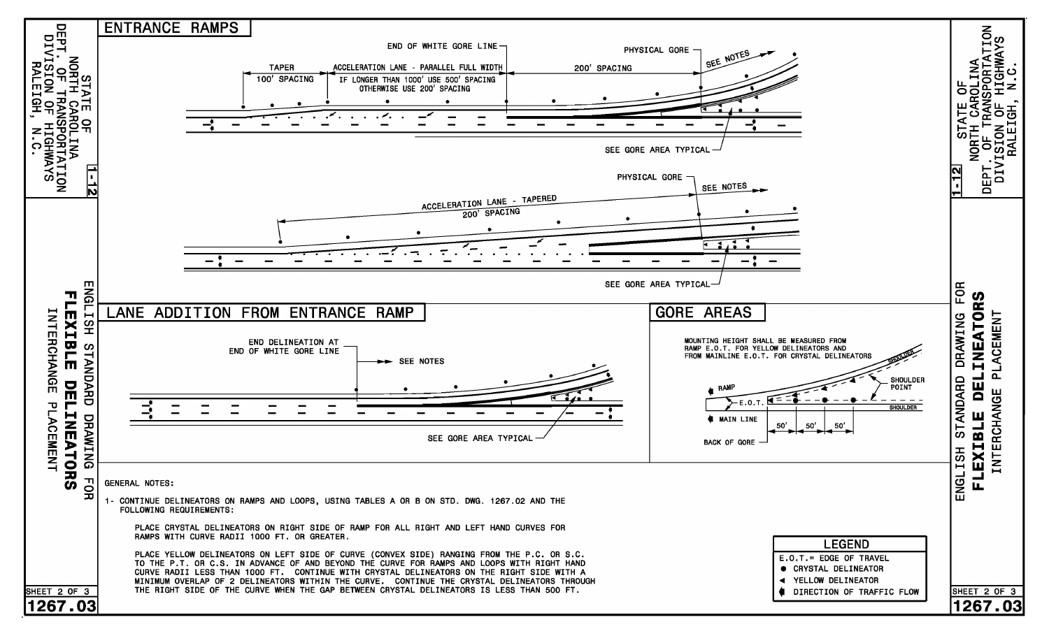# ENGLISH STANDARD DRAWING FOR FLEXIBLE DELINEATORS INTERCHANGE PLACEMENT

STATE OF NORTH CAROLINA
DEPT. OF TRANSPORTATION
DIVISION OF HIGHWAYS
RALEIGH, N.C.

1-12

## ENTRANCE RAMPS

TAPER
100' SPACING

ACCELERATION LANE - PARALLEL FULL WIDTH
IF LONGER THAN 1000' USE 500' SPACING
OTHERWISE USE 200' SPACING

END OF WHITE GORE LINE

200' SPACING

PHYSICAL GORE

SEE NOTES

SEE GORE AREA TYPICAL

ACCELERATION LANE - TAPERED
200' SPACING

PHYSICAL GORE

SEE NOTES

SEE GORE AREA TYPICAL

## LANE ADDITION FROM ENTRANCE RAMP

END DELINEATION AT
END OF WHITE GORE LINE

SEE NOTES

SEE GORE AREA TYPICAL

## GORE AREAS

MOUNTING HEIGHT SHALL BE MEASURED FROM RAMP E.O.T. FOR YELLOW DELINEATORS AND FROM MAINLINE E.O.T. FOR CRYSTAL DELINEATORS

RAMP

E.O.T.

MAIN LINE

SHOULDER

SHOULDER POINT

SHOULDER

50' 50' 50'

BACK OF GORE

## GENERAL NOTES:

1- CONTINUE DELINEATORS ON RAMPS AND LOOPS, USING TABLES A OR B ON STD. DWG. 1267.02 AND THE FOLLOWING REQUIREMENTS:

PLACE CRYSTAL DELINEATORS ON RIGHT SIDE OF RAMP FOR ALL RIGHT AND LEFT HAND CURVES FOR RAMPS WITH CURVE RADII 1000 FT. OR GREATER.

PLACE YELLOW DELINEATORS ON LEFT SIDE OF CURVE (CONVEX SIDE) RANGING FROM THE P.C. OR S.C. TO THE P.T. OR C.S. IN ADVANCE OF AND BEYOND THE CURVE FOR RAMPS AND LOOPS WITH RIGHT HAND CURVE RADII LESS THAN 1000 FT. CONTINUE WITH CRYSTAL DELINEATORS ON THE RIGHT SIDE WITH A MINIMUM OVERLAP OF 2 DELINEATORS WITHIN THE CURVE. CONTINUE THE CRYSTAL DELINEATORS THROUGH THE RIGHT SIDE OF THE CURVE WHEN THE GAP BETWEEN CRYSTAL DELINEATORS IS LESS THAN 500 FT.

## LEGEND

E.O.T.= EDGE OF TRAVEL
● CRYSTAL DELINEATOR
◄ YELLOW DELINEATOR
DIRECTION OF TRAFFIC FLOW

SHEET 2 OF 3
1267.03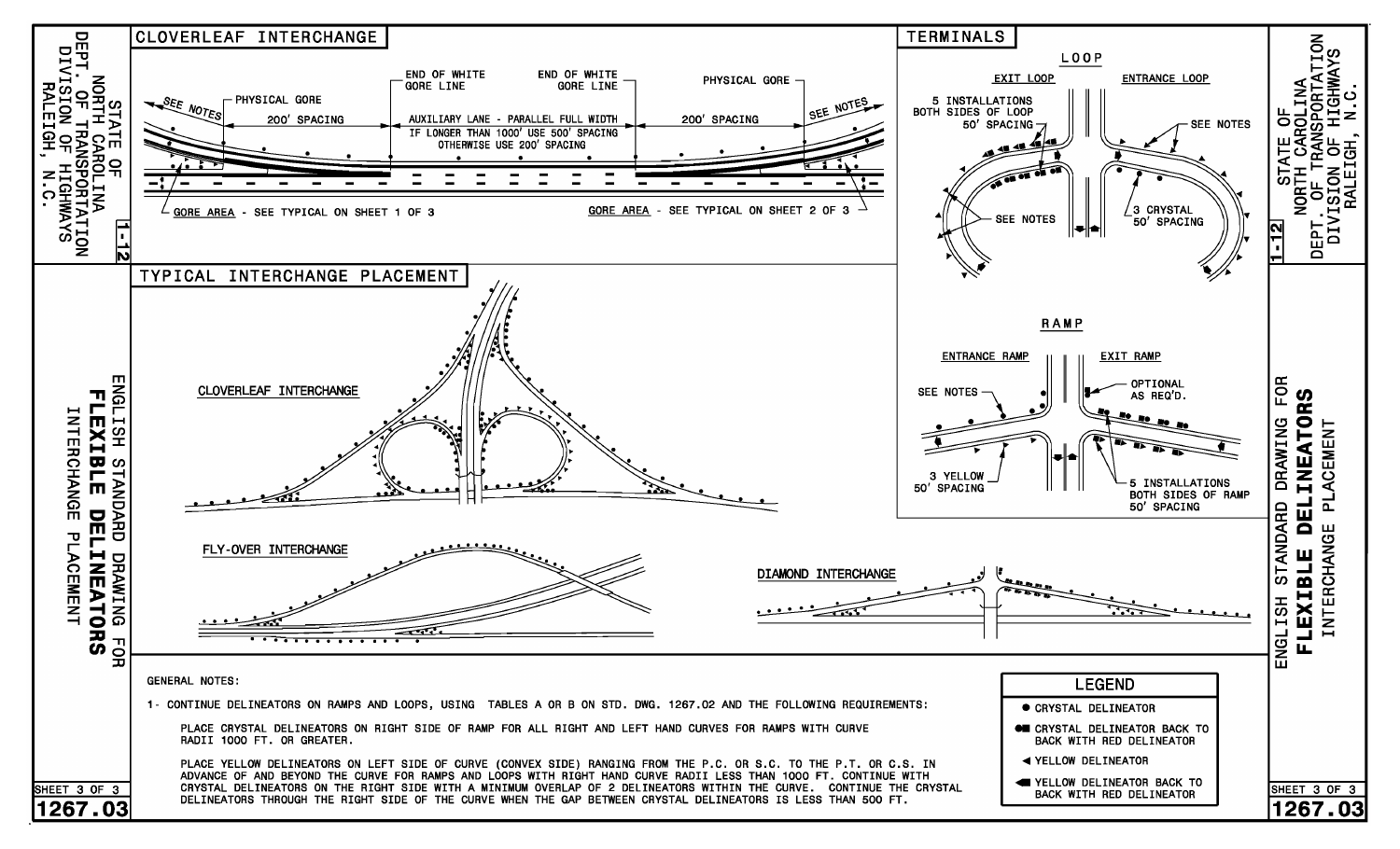STATE OF NORTH CAROLINA
DEPT. OF TRANSPORTATION
DIVISION OF HIGHWAYS
RALEIGH, N.C.

1-12

ENGLISH STANDARD DRAWING FOR
**FLEXIBLE DELINEATORS**
INTERCHANGE PLACEMENT

## CLOVERLEAF INTERCHANGE

SEE NOTES
PHYSICAL GORE
200' SPACING
END OF WHITE GORE LINE
AUXILIARY LANE - PARALLEL FULL WIDTH
IF LONGER THAN 1000' USE 500' SPACING
OTHERWISE USE 200' SPACING
END OF WHITE GORE LINE
200' SPACING
PHYSICAL GORE
SEE NOTES
GORE AREA - SEE TYPICAL ON SHEET 1 OF 3
GORE AREA - SEE TYPICAL ON SHEET 2 OF 3

## TERMINALS

### LOOP

EXIT LOOP
ENTRANCE LOOP
5 INSTALLATIONS BOTH SIDES OF LOOP 50' SPACING
SEE NOTES
SEE NOTES
3 CRYSTAL 50' SPACING

### RAMP

ENTRANCE RAMP
EXIT RAMP
SEE NOTES
OPTIONAL AS REQ'D.
3 YELLOW 50' SPACING
5 INSTALLATIONS BOTH SIDES OF RAMP 50' SPACING

## TYPICAL INTERCHANGE PLACEMENT

CLOVERLEAF INTERCHANGE

FLY-OVER INTERCHANGE

DIAMOND INTERCHANGE

## GENERAL NOTES:

1- CONTINUE DELINEATORS ON RAMPS AND LOOPS, USING TABLES A OR B ON STD. DWG. 1267.02 AND THE FOLLOWING REQUIREMENTS:

PLACE CRYSTAL DELINEATORS ON RIGHT SIDE OF RAMP FOR ALL RIGHT AND LEFT HAND CURVES FOR RAMPS WITH CURVE RADII 1000 FT. OR GREATER.

PLACE YELLOW DELINEATORS ON LEFT SIDE OF CURVE (CONVEX SIDE) RANGING FROM THE P.C. OR S.C. TO THE P.T. OR C.S. IN ADVANCE OF AND BEYOND THE CURVE FOR RAMPS AND LOOPS WITH RIGHT HAND CURVE RADII LESS THAN 1000 FT. CONTINUE WITH CRYSTAL DELINEATORS ON THE RIGHT SIDE WITH A MINIMUM OVERLAP OF 2 DELINEATORS WITHIN THE CURVE. CONTINUE THE CRYSTAL DELINEATORS THROUGH THE RIGHT SIDE OF THE CURVE WHEN THE GAP BETWEEN CRYSTAL DELINEATORS IS LESS THAN 500 FT.

## LEGEND

- CRYSTAL DELINEATOR
- CRYSTAL DELINEATOR BACK TO BACK WITH RED DELINEATOR
- YELLOW DELINEATOR
- YELLOW DELINEATOR BACK TO BACK WITH RED DELINEATOR

SHEET 3 OF 3
1267.03